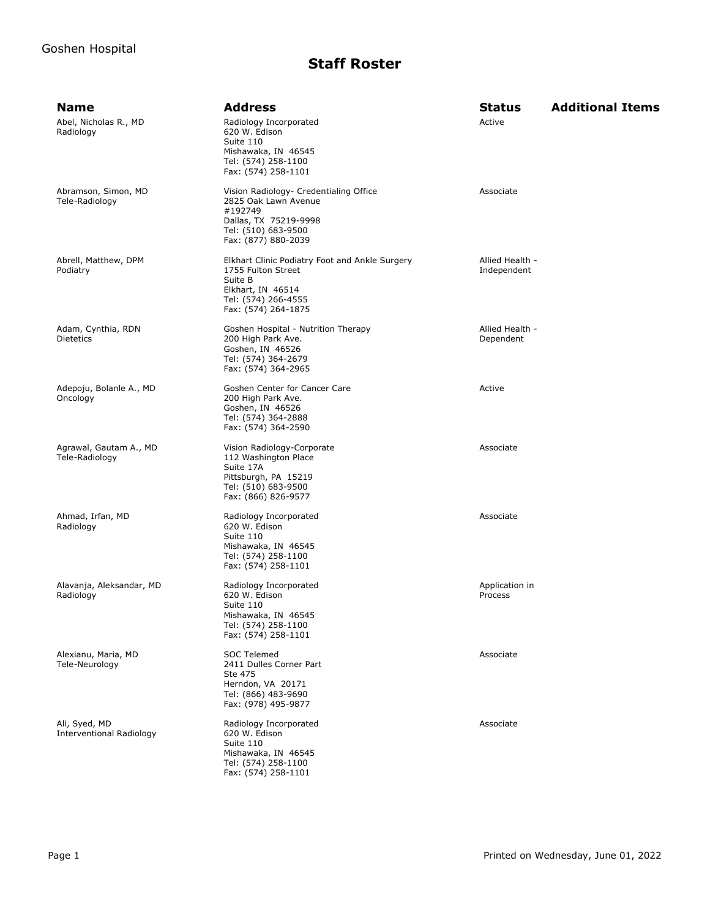Goshen Hospital

# Staff Roster

| Name | Address | Status | Additional Items |
|---|---|---|---|
| Abel, Nicholas R., MD<br>Radiology | Radiology Incorporated<br>620 W. Edison<br>Suite 110<br>Mishawaka, IN 46545<br>Tel: (574) 258-1100<br>Fax: (574) 258-1101 | Active | |
| Abramson, Simon, MD<br>Tele-Radiology | Vision Radiology- Credentialing Office<br>2825 Oak Lawn Avenue<br>#192749<br>Dallas, TX 75219-9998<br>Tel: (510) 683-9500<br>Fax: (877) 880-2039 | Associate | |
| Abrell, Matthew, DPM<br>Podiatry | Elkhart Clinic Podiatry Foot and Ankle Surgery<br>1755 Fulton Street<br>Suite B<br>Elkhart, IN 46514<br>Tel: (574) 266-4555<br>Fax: (574) 264-1875 | Allied Health - Independent | |
| Adam, Cynthia, RDN<br>Dietetics | Goshen Hospital - Nutrition Therapy<br>200 High Park Ave.<br>Goshen, IN 46526<br>Tel: (574) 364-2679<br>Fax: (574) 364-2965 | Allied Health - Dependent | |
| Adepoju, Bolanle A., MD<br>Oncology | Goshen Center for Cancer Care<br>200 High Park Ave.<br>Goshen, IN 46526<br>Tel: (574) 364-2888<br>Fax: (574) 364-2590 | Active | |
| Agrawal, Gautam A., MD<br>Tele-Radiology | Vision Radiology-Corporate<br>112 Washington Place<br>Suite 17A<br>Pittsburgh, PA 15219<br>Tel: (510) 683-9500<br>Fax: (866) 826-9577 | Associate | |
| Ahmad, Irfan, MD<br>Radiology | Radiology Incorporated<br>620 W. Edison<br>Suite 110<br>Mishawaka, IN 46545<br>Tel: (574) 258-1100<br>Fax: (574) 258-1101 | Associate | |
| Alavanja, Aleksandar, MD<br>Radiology | Radiology Incorporated<br>620 W. Edison<br>Suite 110<br>Mishawaka, IN 46545<br>Tel: (574) 258-1100<br>Fax: (574) 258-1101 | Application in Process | |
| Alexianu, Maria, MD<br>Tele-Neurology | SOC Telemed<br>2411 Dulles Corner Part<br>Ste 475<br>Herndon, VA 20171<br>Tel: (866) 483-9690<br>Fax: (978) 495-9877 | Associate | |
| Ali, Syed, MD<br>Interventional Radiology | Radiology Incorporated<br>620 W. Edison<br>Suite 110<br>Mishawaka, IN 46545<br>Tel: (574) 258-1100<br>Fax: (574) 258-1101 | Associate | |

Printed on Wednesday, June 01, 2022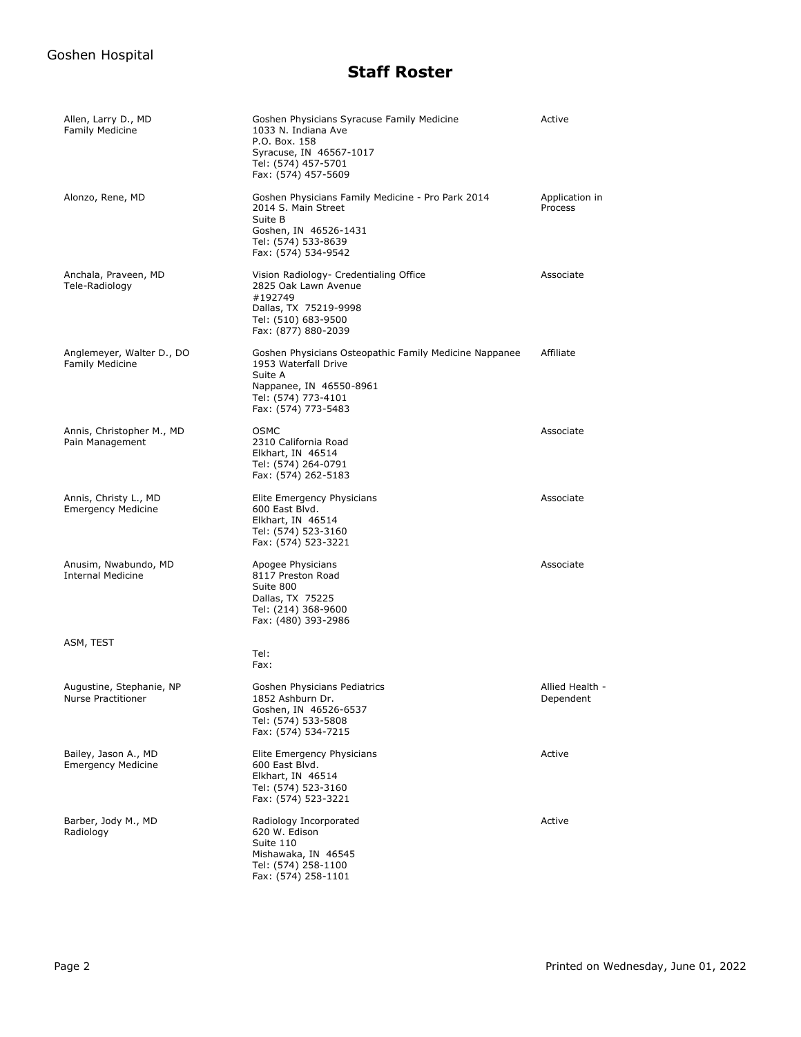Goshen Hospital

# Staff Roster

| Name / Specialty | Address | Status |
|---|---|---|
| Allen, Larry D., MD<br>Family Medicine | Goshen Physicians Syracuse Family Medicine<br>1033 N. Indiana Ave<br>P.O. Box. 158<br>Syracuse, IN 46567-1017<br>Tel: (574) 457-5701<br>Fax: (574) 457-5609 | Active |
| Alonzo, Rene, MD | Goshen Physicians Family Medicine - Pro Park 2014<br>2014 S. Main Street<br>Suite B<br>Goshen, IN 46526-1431<br>Tel: (574) 533-8639<br>Fax: (574) 534-9542 | Application in Process |
| Anchala, Praveen, MD<br>Tele-Radiology | Vision Radiology- Credentialing Office<br>2825 Oak Lawn Avenue<br>#192749<br>Dallas, TX 75219-9998<br>Tel: (510) 683-9500<br>Fax: (877) 880-2039 | Associate |
| Anglemeyer, Walter D., DO<br>Family Medicine | Goshen Physicians Osteopathic Family Medicine Nappanee<br>1953 Waterfall Drive<br>Suite A<br>Nappanee, IN 46550-8961<br>Tel: (574) 773-4101<br>Fax: (574) 773-5483 | Affiliate |
| Annis, Christopher M., MD<br>Pain Management | OSMC<br>2310 California Road<br>Elkhart, IN 46514<br>Tel: (574) 264-0791<br>Fax: (574) 262-5183 | Associate |
| Annis, Christy L., MD<br>Emergency Medicine | Elite Emergency Physicians<br>600 East Blvd.<br>Elkhart, IN 46514<br>Tel: (574) 523-3160<br>Fax: (574) 523-3221 | Associate |
| Anusim, Nwabundo, MD<br>Internal Medicine | Apogee Physicians<br>8117 Preston Road<br>Suite 800<br>Dallas, TX 75225<br>Tel: (214) 368-9600<br>Fax: (480) 393-2986 | Associate |
| ASM, TEST | Tel:<br>Fax: | |
| Augustine, Stephanie, NP<br>Nurse Practitioner | Goshen Physicians Pediatrics<br>1852 Ashburn Dr.<br>Goshen, IN 46526-6537<br>Tel: (574) 533-5808<br>Fax: (574) 534-7215 | Allied Health - Dependent |
| Bailey, Jason A., MD<br>Emergency Medicine | Elite Emergency Physicians<br>600 East Blvd.<br>Elkhart, IN 46514<br>Tel: (574) 523-3160<br>Fax: (574) 523-3221 | Active |
| Barber, Jody M., MD<br>Radiology | Radiology Incorporated<br>620 W. Edison<br>Suite 110<br>Mishawaka, IN 46545<br>Tel: (574) 258-1100<br>Fax: (574) 258-1101 | Active |

Printed on Wednesday, June 01, 2022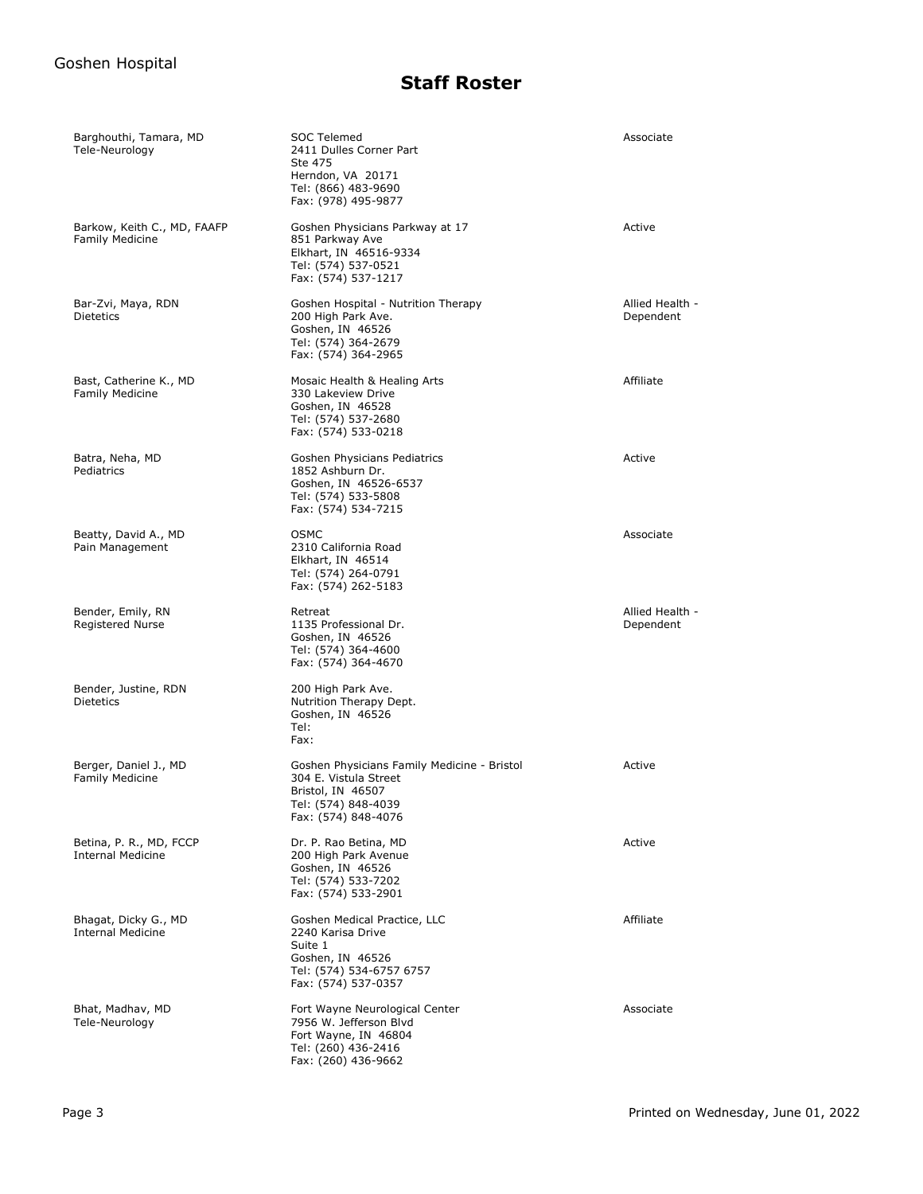# Staff Roster

| Name / Specialty | Address | Status |
| --- | --- | --- |
| Barghouthi, Tamara, MD<br>Tele-Neurology | SOC Telemed<br>2411 Dulles Corner Part<br>Ste 475<br>Herndon, VA 20171<br>Tel: (866) 483-9690<br>Fax: (978) 495-9877 | Associate |
| Barkow, Keith C., MD, FAAFP<br>Family Medicine | Goshen Physicians Parkway at 17<br>851 Parkway Ave<br>Elkhart, IN 46516-9334<br>Tel: (574) 537-0521<br>Fax: (574) 537-1217 | Active |
| Bar-Zvi, Maya, RDN<br>Dietetics | Goshen Hospital - Nutrition Therapy<br>200 High Park Ave.<br>Goshen, IN 46526<br>Tel: (574) 364-2679<br>Fax: (574) 364-2965 | Allied Health - Dependent |
| Bast, Catherine K., MD<br>Family Medicine | Mosaic Health & Healing Arts<br>330 Lakeview Drive<br>Goshen, IN 46528<br>Tel: (574) 537-2680<br>Fax: (574) 533-0218 | Affiliate |
| Batra, Neha, MD<br>Pediatrics | Goshen Physicians Pediatrics<br>1852 Ashburn Dr.<br>Goshen, IN 46526-6537<br>Tel: (574) 533-5808<br>Fax: (574) 534-7215 | Active |
| Beatty, David A., MD<br>Pain Management | OSMC<br>2310 California Road<br>Elkhart, IN 46514<br>Tel: (574) 264-0791<br>Fax: (574) 262-5183 | Associate |
| Bender, Emily, RN<br>Registered Nurse | Retreat<br>1135 Professional Dr.<br>Goshen, IN 46526<br>Tel: (574) 364-4600<br>Fax: (574) 364-4670 | Allied Health - Dependent |
| Bender, Justine, RDN<br>Dietetics | 200 High Park Ave.<br>Nutrition Therapy Dept.<br>Goshen, IN 46526<br>Tel:<br>Fax: | |
| Berger, Daniel J., MD<br>Family Medicine | Goshen Physicians Family Medicine - Bristol<br>304 E. Vistula Street<br>Bristol, IN 46507<br>Tel: (574) 848-4039<br>Fax: (574) 848-4076 | Active |
| Betina, P. R., MD, FCCP<br>Internal Medicine | Dr. P. Rao Betina, MD<br>200 High Park Avenue<br>Goshen, IN 46526<br>Tel: (574) 533-7202<br>Fax: (574) 533-2901 | Active |
| Bhagat, Dicky G., MD<br>Internal Medicine | Goshen Medical Practice, LLC<br>2240 Karisa Drive<br>Suite 1<br>Goshen, IN 46526<br>Tel: (574) 534-6757 6757<br>Fax: (574) 537-0357 | Affiliate |
| Bhat, Madhav, MD<br>Tele-Neurology | Fort Wayne Neurological Center<br>7956 W. Jefferson Blvd<br>Fort Wayne, IN 46804<br>Tel: (260) 436-2416<br>Fax: (260) 436-9662 | Associate |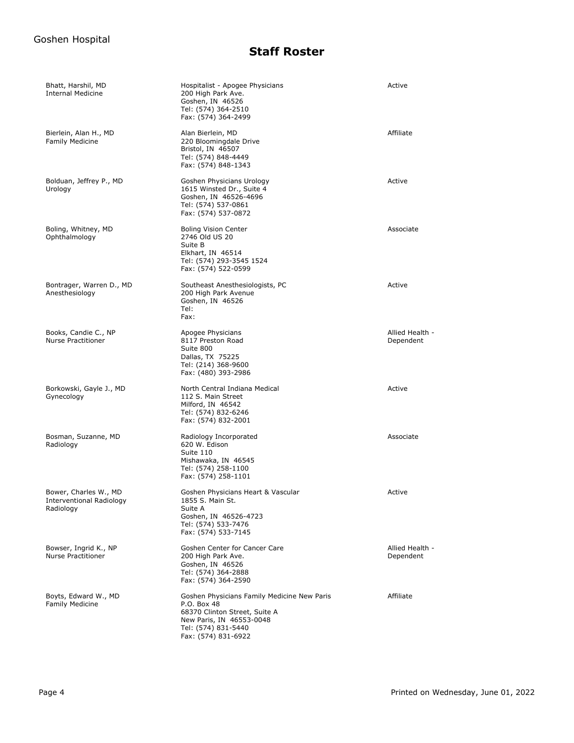# Staff Roster

| Name / Specialty | Practice / Address | Status |
| --- | --- | --- |
| Bhatt, Harshil, MD<br>Internal Medicine | Hospitalist - Apogee Physicians<br>200 High Park Ave.<br>Goshen, IN 46526<br>Tel: (574) 364-2510<br>Fax: (574) 364-2499 | Active |
| Bierlein, Alan H., MD<br>Family Medicine | Alan Bierlein, MD<br>220 Bloomingdale Drive<br>Bristol, IN 46507<br>Tel: (574) 848-4449<br>Fax: (574) 848-1343 | Affiliate |
| Bolduan, Jeffrey P., MD<br>Urology | Goshen Physicians Urology<br>1615 Winsted Dr., Suite 4<br>Goshen, IN 46526-4696<br>Tel: (574) 537-0861<br>Fax: (574) 537-0872 | Active |
| Boling, Whitney, MD<br>Ophthalmology | Boling Vision Center<br>2746 Old US 20<br>Suite B<br>Elkhart, IN 46514<br>Tel: (574) 293-3545 1524<br>Fax: (574) 522-0599 | Associate |
| Bontrager, Warren D., MD<br>Anesthesiology | Southeast Anesthesiologists, PC<br>200 High Park Avenue<br>Goshen, IN 46526<br>Tel:<br>Fax: | Active |
| Books, Candie C., NP<br>Nurse Practitioner | Apogee Physicians<br>8117 Preston Road<br>Suite 800<br>Dallas, TX 75225<br>Tel: (214) 368-9600<br>Fax: (480) 393-2986 | Allied Health - Dependent |
| Borkowski, Gayle J., MD<br>Gynecology | North Central Indiana Medical<br>112 S. Main Street<br>Milford, IN 46542<br>Tel: (574) 832-6246<br>Fax: (574) 832-2001 | Active |
| Bosman, Suzanne, MD<br>Radiology | Radiology Incorporated<br>620 W. Edison<br>Suite 110<br>Mishawaka, IN 46545<br>Tel: (574) 258-1100<br>Fax: (574) 258-1101 | Associate |
| Bower, Charles W., MD<br>Interventional Radiology<br>Radiology | Goshen Physicians Heart & Vascular<br>1855 S. Main St.<br>Suite A<br>Goshen, IN 46526-4723<br>Tel: (574) 533-7476<br>Fax: (574) 533-7145 | Active |
| Bowser, Ingrid K., NP<br>Nurse Practitioner | Goshen Center for Cancer Care<br>200 High Park Ave.<br>Goshen, IN 46526<br>Tel: (574) 364-2888<br>Fax: (574) 364-2590 | Allied Health - Dependent |
| Boyts, Edward W., MD<br>Family Medicine | Goshen Physicians Family Medicine New Paris<br>P.O. Box 48<br>68370 Clinton Street, Suite A<br>New Paris, IN 46553-0048<br>Tel: (574) 831-5440<br>Fax: (574) 831-6922 | Affiliate |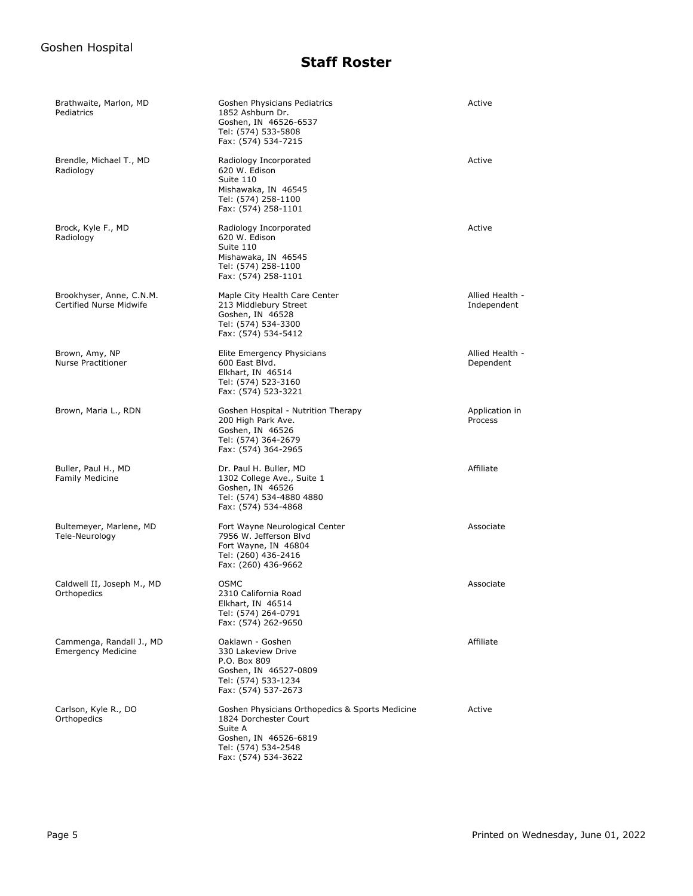# Staff Roster

| Name / Specialty | Address | Status |
|---|---|---|
| Brathwaite, Marlon, MD<br>Pediatrics | Goshen Physicians Pediatrics<br>1852 Ashburn Dr.<br>Goshen, IN 46526-6537<br>Tel: (574) 533-5808<br>Fax: (574) 534-7215 | Active |
| Brendle, Michael T., MD<br>Radiology | Radiology Incorporated<br>620 W. Edison<br>Suite 110<br>Mishawaka, IN 46545<br>Tel: (574) 258-1100<br>Fax: (574) 258-1101 | Active |
| Brock, Kyle F., MD<br>Radiology | Radiology Incorporated<br>620 W. Edison<br>Suite 110<br>Mishawaka, IN 46545<br>Tel: (574) 258-1100<br>Fax: (574) 258-1101 | Active |
| Brookhyser, Anne, C.N.M.<br>Certified Nurse Midwife | Maple City Health Care Center<br>213 Middlebury Street<br>Goshen, IN 46528<br>Tel: (574) 534-3300<br>Fax: (574) 534-5412 | Allied Health - Independent |
| Brown, Amy, NP<br>Nurse Practitioner | Elite Emergency Physicians<br>600 East Blvd.<br>Elkhart, IN 46514<br>Tel: (574) 523-3160<br>Fax: (574) 523-3221 | Allied Health - Dependent |
| Brown, Maria L., RDN | Goshen Hospital - Nutrition Therapy<br>200 High Park Ave.<br>Goshen, IN 46526<br>Tel: (574) 364-2679<br>Fax: (574) 364-2965 | Application in Process |
| Buller, Paul H., MD<br>Family Medicine | Dr. Paul H. Buller, MD<br>1302 College Ave., Suite 1<br>Goshen, IN 46526<br>Tel: (574) 534-4880 4880<br>Fax: (574) 534-4868 | Affiliate |
| Bultemeyer, Marlene, MD<br>Tele-Neurology | Fort Wayne Neurological Center<br>7956 W. Jefferson Blvd<br>Fort Wayne, IN 46804<br>Tel: (260) 436-2416<br>Fax: (260) 436-9662 | Associate |
| Caldwell II, Joseph M., MD<br>Orthopedics | OSMC<br>2310 California Road<br>Elkhart, IN 46514<br>Tel: (574) 264-0791<br>Fax: (574) 262-9650 | Associate |
| Cammenga, Randall J., MD<br>Emergency Medicine | Oaklawn - Goshen<br>330 Lakeview Drive<br>P.O. Box 809<br>Goshen, IN 46527-0809<br>Tel: (574) 533-1234<br>Fax: (574) 537-2673 | Affiliate |
| Carlson, Kyle R., DO<br>Orthopedics | Goshen Physicians Orthopedics & Sports Medicine<br>1824 Dorchester Court<br>Suite A<br>Goshen, IN 46526-6819<br>Tel: (574) 534-2548<br>Fax: (574) 534-3622 | Active |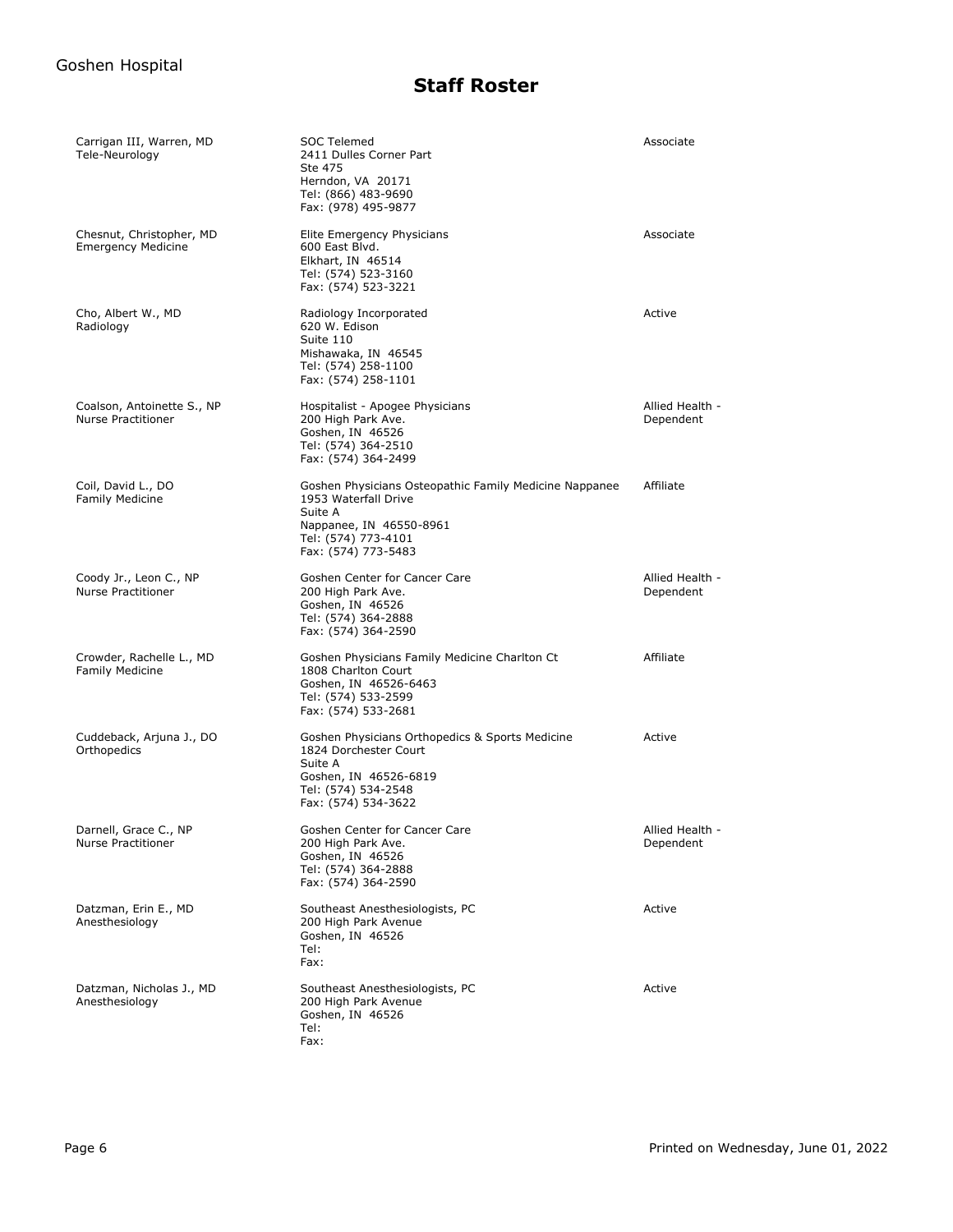# Staff Roster

| Name / Specialty | Address | Status |
|---|---|---|
| Carrigan III, Warren, MD<br>Tele-Neurology | SOC Telemed<br>2411 Dulles Corner Part<br>Ste 475<br>Herndon, VA 20171<br>Tel: (866) 483-9690<br>Fax: (978) 495-9877 | Associate |
| Chesnut, Christopher, MD<br>Emergency Medicine | Elite Emergency Physicians<br>600 East Blvd.<br>Elkhart, IN 46514<br>Tel: (574) 523-3160<br>Fax: (574) 523-3221 | Associate |
| Cho, Albert W., MD<br>Radiology | Radiology Incorporated<br>620 W. Edison<br>Suite 110<br>Mishawaka, IN 46545<br>Tel: (574) 258-1100<br>Fax: (574) 258-1101 | Active |
| Coalson, Antoinette S., NP<br>Nurse Practitioner | Hospitalist - Apogee Physicians<br>200 High Park Ave.<br>Goshen, IN 46526<br>Tel: (574) 364-2510<br>Fax: (574) 364-2499 | Allied Health - Dependent |
| Coil, David L., DO<br>Family Medicine | Goshen Physicians Osteopathic Family Medicine Nappanee<br>1953 Waterfall Drive<br>Suite A<br>Nappanee, IN 46550-8961<br>Tel: (574) 773-4101<br>Fax: (574) 773-5483 | Affiliate |
| Coody Jr., Leon C., NP<br>Nurse Practitioner | Goshen Center for Cancer Care<br>200 High Park Ave.<br>Goshen, IN 46526<br>Tel: (574) 364-2888<br>Fax: (574) 364-2590 | Allied Health - Dependent |
| Crowder, Rachelle L., MD<br>Family Medicine | Goshen Physicians Family Medicine Charlton Ct<br>1808 Charlton Court<br>Goshen, IN 46526-6463<br>Tel: (574) 533-2599<br>Fax: (574) 533-2681 | Affiliate |
| Cuddeback, Arjuna J., DO<br>Orthopedics | Goshen Physicians Orthopedics & Sports Medicine<br>1824 Dorchester Court<br>Suite A<br>Goshen, IN 46526-6819<br>Tel: (574) 534-2548<br>Fax: (574) 534-3622 | Active |
| Darnell, Grace C., NP<br>Nurse Practitioner | Goshen Center for Cancer Care<br>200 High Park Ave.<br>Goshen, IN 46526<br>Tel: (574) 364-2888<br>Fax: (574) 364-2590 | Allied Health - Dependent |
| Datzman, Erin E., MD<br>Anesthesiology | Southeast Anesthesiologists, PC<br>200 High Park Avenue<br>Goshen, IN 46526<br>Tel:<br>Fax: | Active |
| Datzman, Nicholas J., MD<br>Anesthesiology | Southeast Anesthesiologists, PC<br>200 High Park Avenue<br>Goshen, IN 46526<br>Tel:<br>Fax: | Active |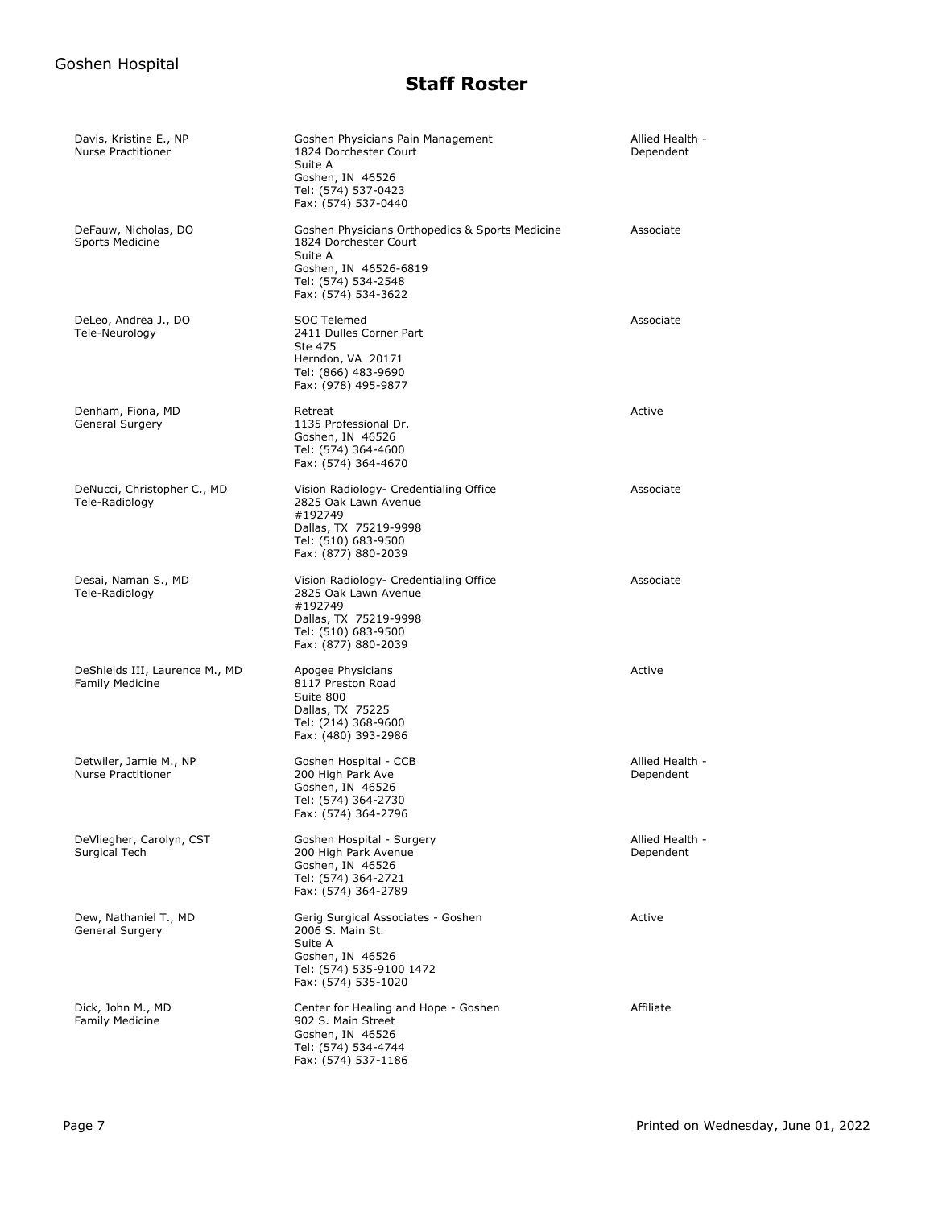# Staff Roster

| Name / Specialty | Address | Staff Category |
|---|---|---|
| Davis, Kristine E., NP<br>Nurse Practitioner | Goshen Physicians Pain Management<br>1824 Dorchester Court<br>Suite A<br>Goshen, IN 46526<br>Tel: (574) 537-0423<br>Fax: (574) 537-0440 | Allied Health - Dependent |
| DeFauw, Nicholas, DO<br>Sports Medicine | Goshen Physicians Orthopedics & Sports Medicine<br>1824 Dorchester Court<br>Suite A<br>Goshen, IN 46526-6819<br>Tel: (574) 534-2548<br>Fax: (574) 534-3622 | Associate |
| DeLeo, Andrea J., DO<br>Tele-Neurology | SOC Telemed<br>2411 Dulles Corner Part<br>Ste 475<br>Herndon, VA 20171<br>Tel: (866) 483-9690<br>Fax: (978) 495-9877 | Associate |
| Denham, Fiona, MD<br>General Surgery | Retreat<br>1135 Professional Dr.<br>Goshen, IN 46526<br>Tel: (574) 364-4600<br>Fax: (574) 364-4670 | Active |
| DeNucci, Christopher C., MD<br>Tele-Radiology | Vision Radiology- Credentialing Office<br>2825 Oak Lawn Avenue<br>#192749<br>Dallas, TX 75219-9998<br>Tel: (510) 683-9500<br>Fax: (877) 880-2039 | Associate |
| Desai, Naman S., MD<br>Tele-Radiology | Vision Radiology- Credentialing Office<br>2825 Oak Lawn Avenue<br>#192749<br>Dallas, TX 75219-9998<br>Tel: (510) 683-9500<br>Fax: (877) 880-2039 | Associate |
| DeShields III, Laurence M., MD<br>Family Medicine | Apogee Physicians<br>8117 Preston Road<br>Suite 800<br>Dallas, TX 75225<br>Tel: (214) 368-9600<br>Fax: (480) 393-2986 | Active |
| Detwiler, Jamie M., NP<br>Nurse Practitioner | Goshen Hospital - CCB<br>200 High Park Ave<br>Goshen, IN 46526<br>Tel: (574) 364-2730<br>Fax: (574) 364-2796 | Allied Health - Dependent |
| DeVliegher, Carolyn, CST<br>Surgical Tech | Goshen Hospital - Surgery<br>200 High Park Avenue<br>Goshen, IN 46526<br>Tel: (574) 364-2721<br>Fax: (574) 364-2789 | Allied Health - Dependent |
| Dew, Nathaniel T., MD<br>General Surgery | Gerig Surgical Associates - Goshen<br>2006 S. Main St.<br>Suite A<br>Goshen, IN 46526<br>Tel: (574) 535-9100 1472<br>Fax: (574) 535-1020 | Active |
| Dick, John M., MD<br>Family Medicine | Center for Healing and Hope - Goshen<br>902 S. Main Street<br>Goshen, IN 46526<br>Tel: (574) 534-4744<br>Fax: (574) 537-1186 | Affiliate |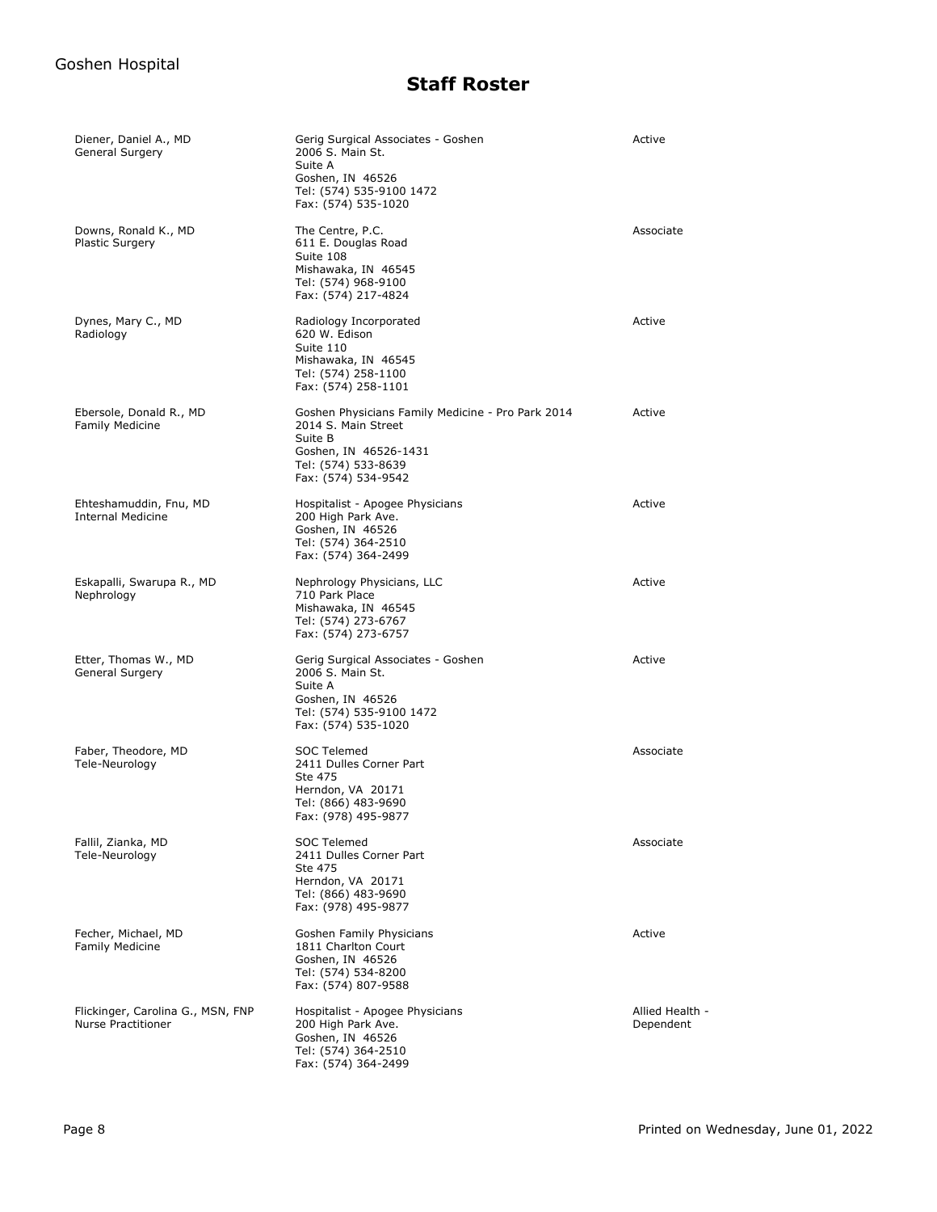# Staff Roster

| Name / Specialty | Practice / Address | Status |
|---|---|---|
| Diener, Daniel A., MD<br>General Surgery | Gerig Surgical Associates - Goshen<br>2006 S. Main St.<br>Suite A<br>Goshen, IN 46526<br>Tel: (574) 535-9100 1472<br>Fax: (574) 535-1020 | Active |
| Downs, Ronald K., MD<br>Plastic Surgery | The Centre, P.C.<br>611 E. Douglas Road<br>Suite 108<br>Mishawaka, IN 46545<br>Tel: (574) 968-9100<br>Fax: (574) 217-4824 | Associate |
| Dynes, Mary C., MD<br>Radiology | Radiology Incorporated<br>620 W. Edison<br>Suite 110<br>Mishawaka, IN 46545<br>Tel: (574) 258-1100<br>Fax: (574) 258-1101 | Active |
| Ebersole, Donald R., MD<br>Family Medicine | Goshen Physicians Family Medicine - Pro Park 2014<br>2014 S. Main Street<br>Suite B<br>Goshen, IN 46526-1431<br>Tel: (574) 533-8639<br>Fax: (574) 534-9542 | Active |
| Ehteshamuddin, Fnu, MD<br>Internal Medicine | Hospitalist - Apogee Physicians<br>200 High Park Ave.<br>Goshen, IN 46526<br>Tel: (574) 364-2510<br>Fax: (574) 364-2499 | Active |
| Eskapalli, Swarupa R., MD<br>Nephrology | Nephrology Physicians, LLC<br>710 Park Place<br>Mishawaka, IN 46545<br>Tel: (574) 273-6767<br>Fax: (574) 273-6757 | Active |
| Etter, Thomas W., MD<br>General Surgery | Gerig Surgical Associates - Goshen<br>2006 S. Main St.<br>Suite A<br>Goshen, IN 46526<br>Tel: (574) 535-9100 1472<br>Fax: (574) 535-1020 | Active |
| Faber, Theodore, MD<br>Tele-Neurology | SOC Telemed<br>2411 Dulles Corner Part<br>Ste 475<br>Herndon, VA 20171<br>Tel: (866) 483-9690<br>Fax: (978) 495-9877 | Associate |
| Fallil, Zianka, MD<br>Tele-Neurology | SOC Telemed<br>2411 Dulles Corner Part<br>Ste 475<br>Herndon, VA 20171<br>Tel: (866) 483-9690<br>Fax: (978) 495-9877 | Associate |
| Fecher, Michael, MD<br>Family Medicine | Goshen Family Physicians<br>1811 Charlton Court<br>Goshen, IN 46526<br>Tel: (574) 534-8200<br>Fax: (574) 807-9588 | Active |
| Flickinger, Carolina G., MSN, FNP<br>Nurse Practitioner | Hospitalist - Apogee Physicians<br>200 High Park Ave.<br>Goshen, IN 46526<br>Tel: (574) 364-2510<br>Fax: (574) 364-2499 | Allied Health - Dependent |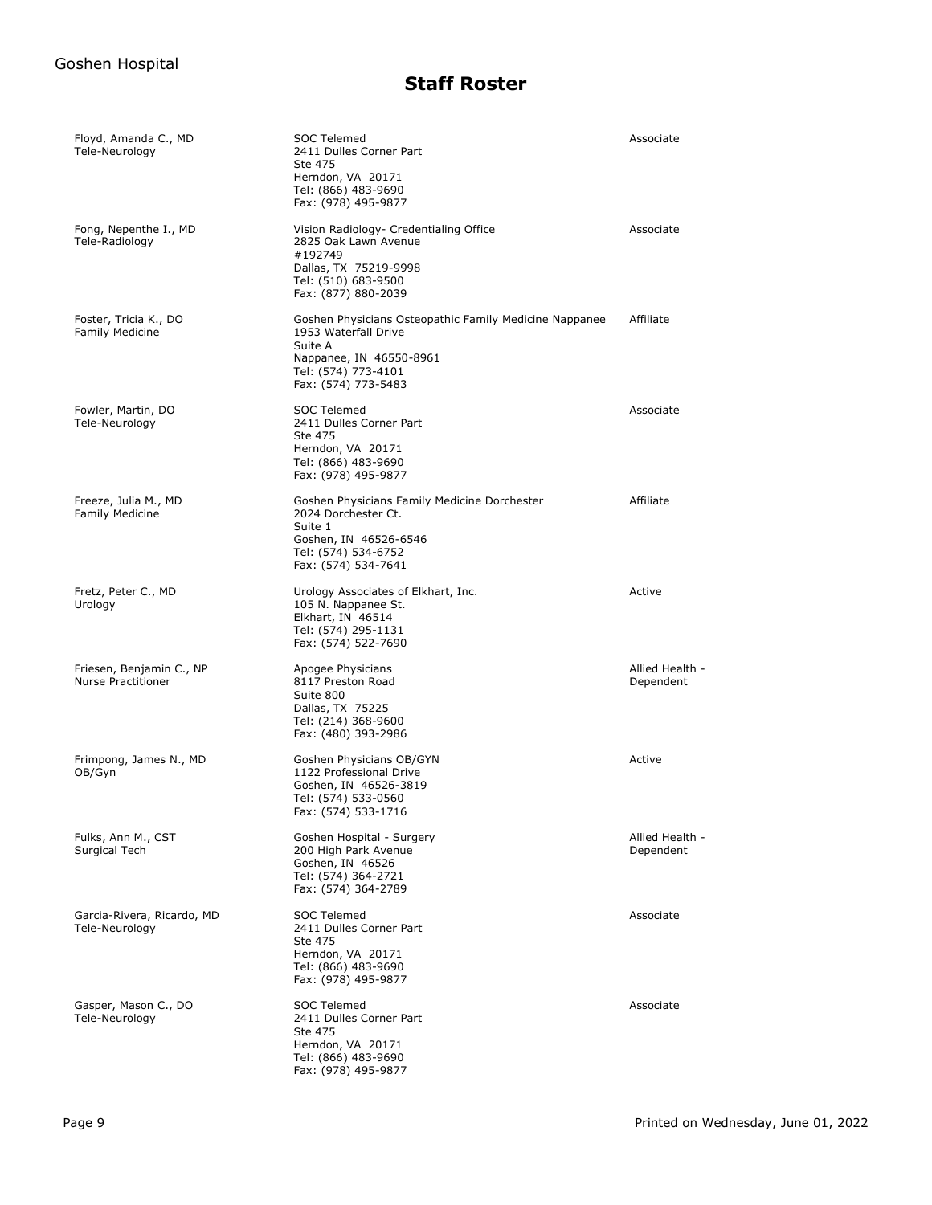# Staff Roster

| Name / Specialty | Address | Status |
| --- | --- | --- |
| Floyd, Amanda C., MD<br>Tele-Neurology | SOC Telemed<br>2411 Dulles Corner Part<br>Ste 475<br>Herndon, VA 20171<br>Tel: (866) 483-9690<br>Fax: (978) 495-9877 | Associate |
| Fong, Nepenthe I., MD<br>Tele-Radiology | Vision Radiology- Credentialing Office<br>2825 Oak Lawn Avenue<br>#192749<br>Dallas, TX 75219-9998<br>Tel: (510) 683-9500<br>Fax: (877) 880-2039 | Associate |
| Foster, Tricia K., DO<br>Family Medicine | Goshen Physicians Osteopathic Family Medicine Nappanee<br>1953 Waterfall Drive<br>Suite A<br>Nappanee, IN 46550-8961<br>Tel: (574) 773-4101<br>Fax: (574) 773-5483 | Affiliate |
| Fowler, Martin, DO<br>Tele-Neurology | SOC Telemed<br>2411 Dulles Corner Part<br>Ste 475<br>Herndon, VA 20171<br>Tel: (866) 483-9690<br>Fax: (978) 495-9877 | Associate |
| Freeze, Julia M., MD<br>Family Medicine | Goshen Physicians Family Medicine Dorchester<br>2024 Dorchester Ct.<br>Suite 1<br>Goshen, IN 46526-6546<br>Tel: (574) 534-6752<br>Fax: (574) 534-7641 | Affiliate |
| Fretz, Peter C., MD<br>Urology | Urology Associates of Elkhart, Inc.<br>105 N. Nappanee St.<br>Elkhart, IN 46514<br>Tel: (574) 295-1131<br>Fax: (574) 522-7690 | Active |
| Friesen, Benjamin C., NP<br>Nurse Practitioner | Apogee Physicians<br>8117 Preston Road<br>Suite 800<br>Dallas, TX 75225<br>Tel: (214) 368-9600<br>Fax: (480) 393-2986 | Allied Health - Dependent |
| Frimpong, James N., MD<br>OB/Gyn | Goshen Physicians OB/GYN<br>1122 Professional Drive<br>Goshen, IN 46526-3819<br>Tel: (574) 533-0560<br>Fax: (574) 533-1716 | Active |
| Fulks, Ann M., CST<br>Surgical Tech | Goshen Hospital - Surgery<br>200 High Park Avenue<br>Goshen, IN 46526<br>Tel: (574) 364-2721<br>Fax: (574) 364-2789 | Allied Health - Dependent |
| Garcia-Rivera, Ricardo, MD<br>Tele-Neurology | SOC Telemed<br>2411 Dulles Corner Part<br>Ste 475<br>Herndon, VA 20171<br>Tel: (866) 483-9690<br>Fax: (978) 495-9877 | Associate |
| Gasper, Mason C., DO<br>Tele-Neurology | SOC Telemed<br>2411 Dulles Corner Part<br>Ste 475<br>Herndon, VA 20171<br>Tel: (866) 483-9690<br>Fax: (978) 495-9877 | Associate |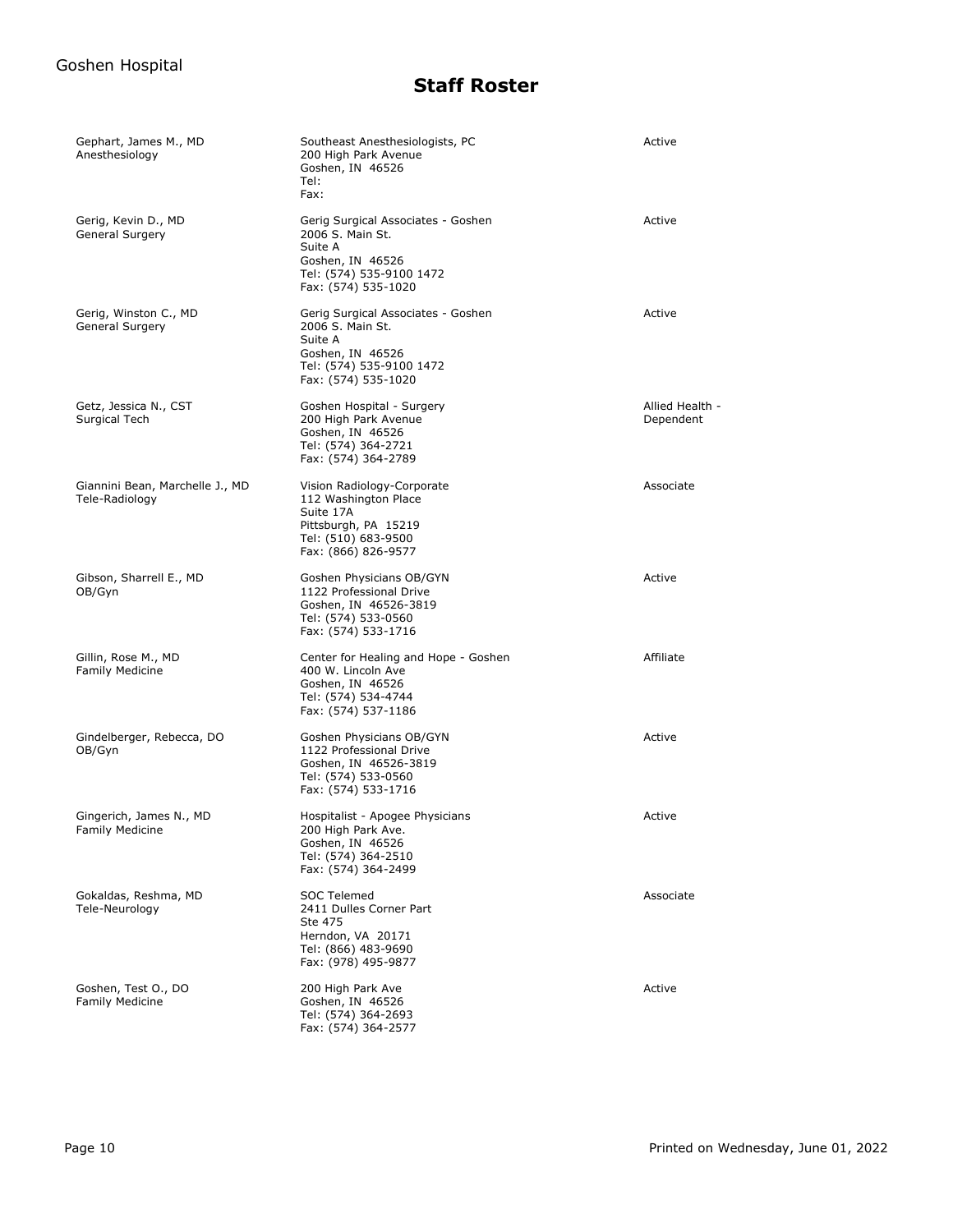# Staff Roster

| Name / Specialty | Address | Status |
|---|---|---|
| Gephart, James M., MD<br>Anesthesiology | Southeast Anesthesiologists, PC<br>200 High Park Avenue<br>Goshen, IN 46526<br>Tel:<br>Fax: | Active |
| Gerig, Kevin D., MD<br>General Surgery | Gerig Surgical Associates - Goshen<br>2006 S. Main St.<br>Suite A<br>Goshen, IN 46526<br>Tel: (574) 535-9100 1472<br>Fax: (574) 535-1020 | Active |
| Gerig, Winston C., MD<br>General Surgery | Gerig Surgical Associates - Goshen<br>2006 S. Main St.<br>Suite A<br>Goshen, IN 46526<br>Tel: (574) 535-9100 1472<br>Fax: (574) 535-1020 | Active |
| Getz, Jessica N., CST<br>Surgical Tech | Goshen Hospital - Surgery<br>200 High Park Avenue<br>Goshen, IN 46526<br>Tel: (574) 364-2721<br>Fax: (574) 364-2789 | Allied Health - Dependent |
| Giannini Bean, Marchelle J., MD<br>Tele-Radiology | Vision Radiology-Corporate<br>112 Washington Place<br>Suite 17A<br>Pittsburgh, PA 15219<br>Tel: (510) 683-9500<br>Fax: (866) 826-9577 | Associate |
| Gibson, Sharrell E., MD<br>OB/Gyn | Goshen Physicians OB/GYN<br>1122 Professional Drive<br>Goshen, IN 46526-3819<br>Tel: (574) 533-0560<br>Fax: (574) 533-1716 | Active |
| Gillin, Rose M., MD<br>Family Medicine | Center for Healing and Hope - Goshen<br>400 W. Lincoln Ave<br>Goshen, IN 46526<br>Tel: (574) 534-4744<br>Fax: (574) 537-1186 | Affiliate |
| Gindelberger, Rebecca, DO<br>OB/Gyn | Goshen Physicians OB/GYN<br>1122 Professional Drive<br>Goshen, IN 46526-3819<br>Tel: (574) 533-0560<br>Fax: (574) 533-1716 | Active |
| Gingerich, James N., MD<br>Family Medicine | Hospitalist - Apogee Physicians<br>200 High Park Ave.<br>Goshen, IN 46526<br>Tel: (574) 364-2510<br>Fax: (574) 364-2499 | Active |
| Gokaldas, Reshma, MD<br>Tele-Neurology | SOC Telemed<br>2411 Dulles Corner Part<br>Ste 475<br>Herndon, VA 20171<br>Tel: (866) 483-9690<br>Fax: (978) 495-9877 | Associate |
| Goshen, Test O., DO<br>Family Medicine | 200 High Park Ave<br>Goshen, IN 46526<br>Tel: (574) 364-2693<br>Fax: (574) 364-2577 | Active |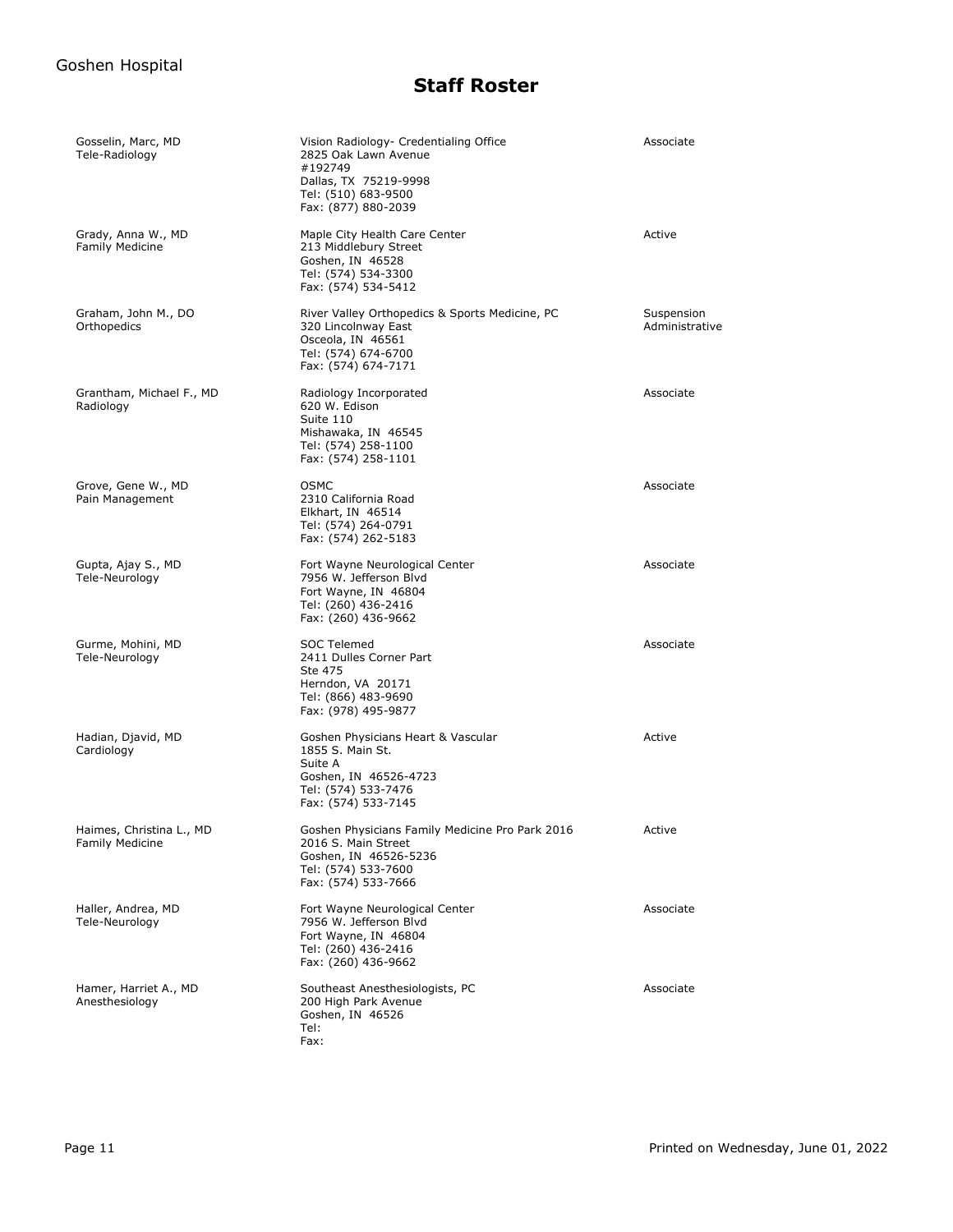# Staff Roster

| Name / Specialty | Address | Status |
|---|---|---|
| Gosselin, Marc, MD<br>Tele-Radiology | Vision Radiology- Credentialing Office<br>2825 Oak Lawn Avenue<br>#192749<br>Dallas, TX 75219-9998<br>Tel: (510) 683-9500<br>Fax: (877) 880-2039 | Associate |
| Grady, Anna W., MD<br>Family Medicine | Maple City Health Care Center<br>213 Middlebury Street<br>Goshen, IN 46528<br>Tel: (574) 534-3300<br>Fax: (574) 534-5412 | Active |
| Graham, John M., DO<br>Orthopedics | River Valley Orthopedics & Sports Medicine, PC<br>320 Lincolnway East<br>Osceola, IN 46561<br>Tel: (574) 674-6700<br>Fax: (574) 674-7171 | Suspension Administrative |
| Grantham, Michael F., MD<br>Radiology | Radiology Incorporated<br>620 W. Edison<br>Suite 110<br>Mishawaka, IN 46545<br>Tel: (574) 258-1100<br>Fax: (574) 258-1101 | Associate |
| Grove, Gene W., MD<br>Pain Management | OSMC<br>2310 California Road<br>Elkhart, IN 46514<br>Tel: (574) 264-0791<br>Fax: (574) 262-5183 | Associate |
| Gupta, Ajay S., MD<br>Tele-Neurology | Fort Wayne Neurological Center<br>7956 W. Jefferson Blvd<br>Fort Wayne, IN 46804<br>Tel: (260) 436-2416<br>Fax: (260) 436-9662 | Associate |
| Gurme, Mohini, MD<br>Tele-Neurology | SOC Telemed<br>2411 Dulles Corner Part<br>Ste 475<br>Herndon, VA 20171<br>Tel: (866) 483-9690<br>Fax: (978) 495-9877 | Associate |
| Hadian, Djavid, MD<br>Cardiology | Goshen Physicians Heart & Vascular<br>1855 S. Main St.<br>Suite A<br>Goshen, IN 46526-4723<br>Tel: (574) 533-7476<br>Fax: (574) 533-7145 | Active |
| Haimes, Christina L., MD<br>Family Medicine | Goshen Physicians Family Medicine Pro Park 2016<br>2016 S. Main Street<br>Goshen, IN 46526-5236<br>Tel: (574) 533-7600<br>Fax: (574) 533-7666 | Active |
| Haller, Andrea, MD<br>Tele-Neurology | Fort Wayne Neurological Center<br>7956 W. Jefferson Blvd<br>Fort Wayne, IN 46804<br>Tel: (260) 436-2416<br>Fax: (260) 436-9662 | Associate |
| Hamer, Harriet A., MD<br>Anesthesiology | Southeast Anesthesiologists, PC<br>200 High Park Avenue<br>Goshen, IN 46526<br>Tel:<br>Fax: | Associate |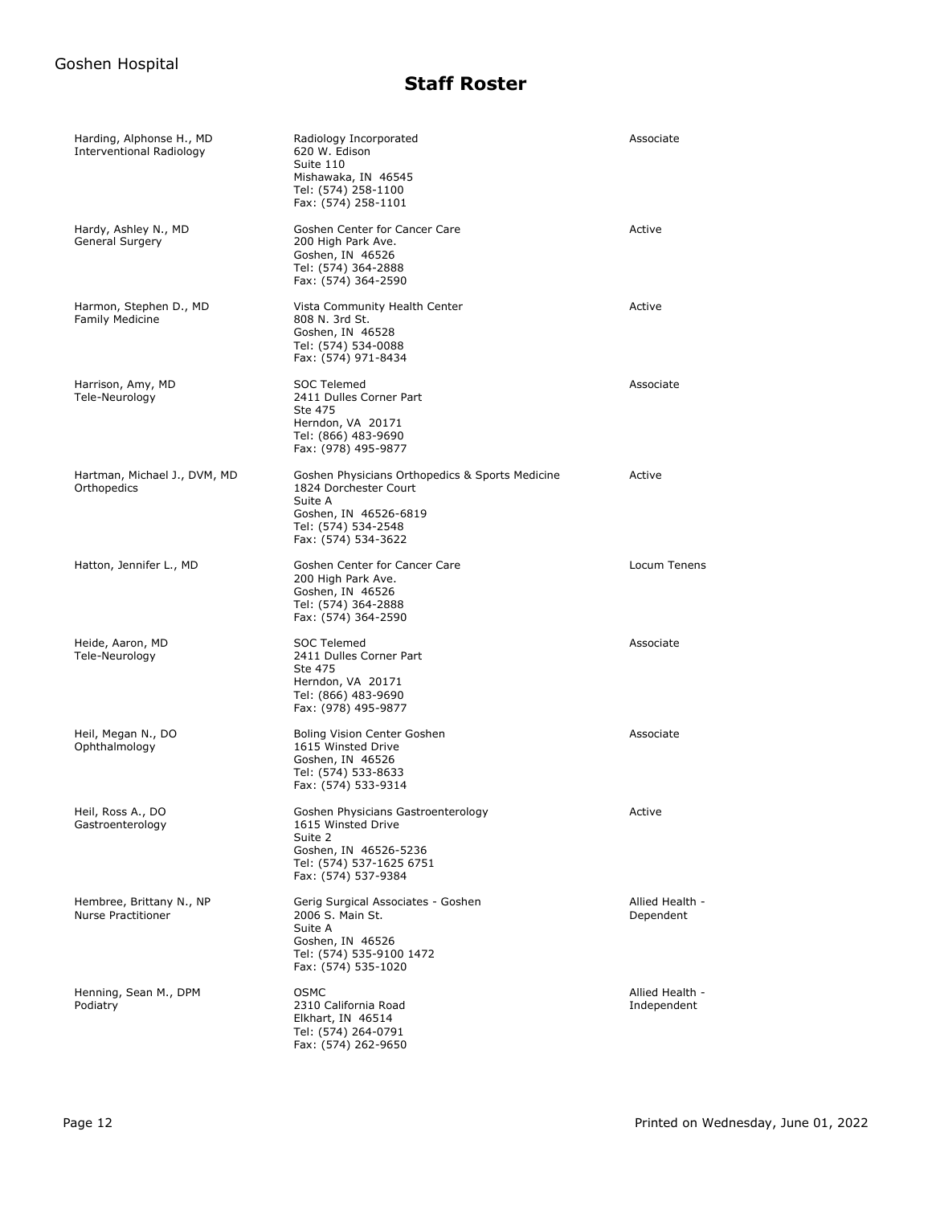# Staff Roster

| Name / Specialty | Address | Status |
| --- | --- | --- |
| Harding, Alphonse H., MD<br>Interventional Radiology | Radiology Incorporated<br>620 W. Edison<br>Suite 110<br>Mishawaka, IN 46545<br>Tel: (574) 258-1100<br>Fax: (574) 258-1101 | Associate |
| Hardy, Ashley N., MD<br>General Surgery | Goshen Center for Cancer Care<br>200 High Park Ave.<br>Goshen, IN 46526<br>Tel: (574) 364-2888<br>Fax: (574) 364-2590 | Active |
| Harmon, Stephen D., MD<br>Family Medicine | Vista Community Health Center<br>808 N. 3rd St.<br>Goshen, IN 46528<br>Tel: (574) 534-0088<br>Fax: (574) 971-8434 | Active |
| Harrison, Amy, MD<br>Tele-Neurology | SOC Telemed<br>2411 Dulles Corner Part<br>Ste 475<br>Herndon, VA 20171<br>Tel: (866) 483-9690<br>Fax: (978) 495-9877 | Associate |
| Hartman, Michael J., DVM, MD<br>Orthopedics | Goshen Physicians Orthopedics & Sports Medicine<br>1824 Dorchester Court<br>Suite A<br>Goshen, IN 46526-6819<br>Tel: (574) 534-2548<br>Fax: (574) 534-3622 | Active |
| Hatton, Jennifer L., MD | Goshen Center for Cancer Care<br>200 High Park Ave.<br>Goshen, IN 46526<br>Tel: (574) 364-2888<br>Fax: (574) 364-2590 | Locum Tenens |
| Heide, Aaron, MD<br>Tele-Neurology | SOC Telemed<br>2411 Dulles Corner Part<br>Ste 475<br>Herndon, VA 20171<br>Tel: (866) 483-9690<br>Fax: (978) 495-9877 | Associate |
| Heil, Megan N., DO<br>Ophthalmology | Boling Vision Center Goshen<br>1615 Winsted Drive<br>Goshen, IN 46526<br>Tel: (574) 533-8633<br>Fax: (574) 533-9314 | Associate |
| Heil, Ross A., DO<br>Gastroenterology | Goshen Physicians Gastroenterology<br>1615 Winsted Drive<br>Suite 2<br>Goshen, IN 46526-5236<br>Tel: (574) 537-1625 6751<br>Fax: (574) 537-9384 | Active |
| Hembree, Brittany N., NP<br>Nurse Practitioner | Gerig Surgical Associates - Goshen<br>2006 S. Main St.<br>Suite A<br>Goshen, IN 46526<br>Tel: (574) 535-9100 1472<br>Fax: (574) 535-1020 | Allied Health - Dependent |
| Henning, Sean M., DPM<br>Podiatry | OSMC<br>2310 California Road<br>Elkhart, IN 46514<br>Tel: (574) 264-0791<br>Fax: (574) 262-9650 | Allied Health - Independent |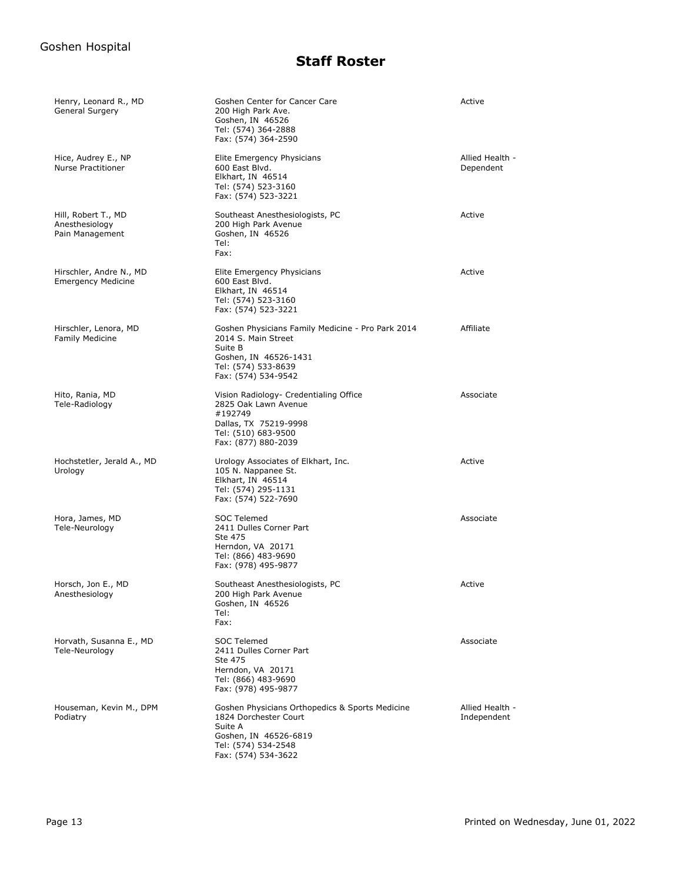## Staff Roster

| Name / Specialty | Address | Status |
|---|---|---|
| Henry, Leonard R., MD<br>General Surgery | Goshen Center for Cancer Care<br>200 High Park Ave.<br>Goshen, IN 46526<br>Tel: (574) 364-2888<br>Fax: (574) 364-2590 | Active |
| Hice, Audrey E., NP<br>Nurse Practitioner | Elite Emergency Physicians<br>600 East Blvd.<br>Elkhart, IN 46514<br>Tel: (574) 523-3160<br>Fax: (574) 523-3221 | Allied Health - Dependent |
| Hill, Robert T., MD<br>Anesthesiology<br>Pain Management | Southeast Anesthesiologists, PC<br>200 High Park Avenue<br>Goshen, IN 46526<br>Tel:<br>Fax: | Active |
| Hirschler, Andre N., MD<br>Emergency Medicine | Elite Emergency Physicians<br>600 East Blvd.<br>Elkhart, IN 46514<br>Tel: (574) 523-3160<br>Fax: (574) 523-3221 | Active |
| Hirschler, Lenora, MD<br>Family Medicine | Goshen Physicians Family Medicine - Pro Park 2014<br>2014 S. Main Street<br>Suite B<br>Goshen, IN 46526-1431<br>Tel: (574) 533-8639<br>Fax: (574) 534-9542 | Affiliate |
| Hito, Rania, MD<br>Tele-Radiology | Vision Radiology- Credentialing Office<br>2825 Oak Lawn Avenue<br>#192749<br>Dallas, TX 75219-9998<br>Tel: (510) 683-9500<br>Fax: (877) 880-2039 | Associate |
| Hochstetler, Jerald A., MD<br>Urology | Urology Associates of Elkhart, Inc.<br>105 N. Nappanee St.<br>Elkhart, IN 46514<br>Tel: (574) 295-1131<br>Fax: (574) 522-7690 | Active |
| Hora, James, MD<br>Tele-Neurology | SOC Telemed<br>2411 Dulles Corner Part<br>Ste 475<br>Herndon, VA 20171<br>Tel: (866) 483-9690<br>Fax: (978) 495-9877 | Associate |
| Horsch, Jon E., MD<br>Anesthesiology | Southeast Anesthesiologists, PC<br>200 High Park Avenue<br>Goshen, IN 46526<br>Tel:<br>Fax: | Active |
| Horvath, Susanna E., MD<br>Tele-Neurology | SOC Telemed<br>2411 Dulles Corner Part<br>Ste 475<br>Herndon, VA 20171<br>Tel: (866) 483-9690<br>Fax: (978) 495-9877 | Associate |
| Houseman, Kevin M., DPM<br>Podiatry | Goshen Physicians Orthopedics & Sports Medicine<br>1824 Dorchester Court<br>Suite A<br>Goshen, IN 46526-6819<br>Tel: (574) 534-2548<br>Fax: (574) 534-3622 | Allied Health - Independent |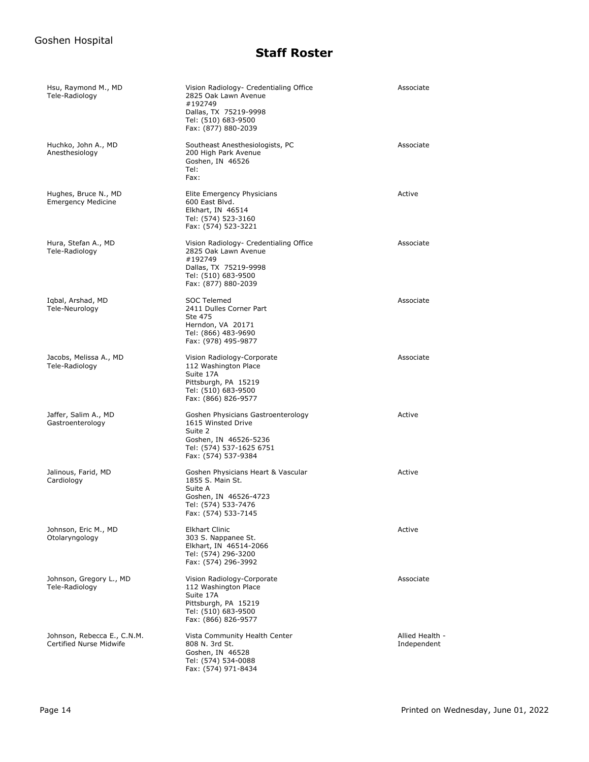# Staff Roster

| Name / Specialty | Address | Status |
|---|---|---|
| Hsu, Raymond M., MD<br>Tele-Radiology | Vision Radiology- Credentialing Office<br>2825 Oak Lawn Avenue<br>#192749<br>Dallas, TX 75219-9998<br>Tel: (510) 683-9500<br>Fax: (877) 880-2039 | Associate |
| Huchko, John A., MD<br>Anesthesiology | Southeast Anesthesiologists, PC<br>200 High Park Avenue<br>Goshen, IN 46526<br>Tel:<br>Fax: | Associate |
| Hughes, Bruce N., MD<br>Emergency Medicine | Elite Emergency Physicians<br>600 East Blvd.<br>Elkhart, IN 46514<br>Tel: (574) 523-3160<br>Fax: (574) 523-3221 | Active |
| Hura, Stefan A., MD<br>Tele-Radiology | Vision Radiology- Credentialing Office<br>2825 Oak Lawn Avenue<br>#192749<br>Dallas, TX 75219-9998<br>Tel: (510) 683-9500<br>Fax: (877) 880-2039 | Associate |
| Iqbal, Arshad, MD<br>Tele-Neurology | SOC Telemed<br>2411 Dulles Corner Part<br>Ste 475<br>Herndon, VA 20171<br>Tel: (866) 483-9690<br>Fax: (978) 495-9877 | Associate |
| Jacobs, Melissa A., MD<br>Tele-Radiology | Vision Radiology-Corporate<br>112 Washington Place<br>Suite 17A<br>Pittsburgh, PA 15219<br>Tel: (510) 683-9500<br>Fax: (866) 826-9577 | Associate |
| Jaffer, Salim A., MD<br>Gastroenterology | Goshen Physicians Gastroenterology<br>1615 Winsted Drive<br>Suite 2<br>Goshen, IN 46526-5236<br>Tel: (574) 537-1625 6751<br>Fax: (574) 537-9384 | Active |
| Jalinous, Farid, MD<br>Cardiology | Goshen Physicians Heart & Vascular<br>1855 S. Main St.<br>Suite A<br>Goshen, IN 46526-4723<br>Tel: (574) 533-7476<br>Fax: (574) 533-7145 | Active |
| Johnson, Eric M., MD<br>Otolaryngology | Elkhart Clinic<br>303 S. Nappanee St.<br>Elkhart, IN 46514-2066<br>Tel: (574) 296-3200<br>Fax: (574) 296-3992 | Active |
| Johnson, Gregory L., MD<br>Tele-Radiology | Vision Radiology-Corporate<br>112 Washington Place<br>Suite 17A<br>Pittsburgh, PA 15219<br>Tel: (510) 683-9500<br>Fax: (866) 826-9577 | Associate |
| Johnson, Rebecca E., C.N.M.<br>Certified Nurse Midwife | Vista Community Health Center<br>808 N. 3rd St.<br>Goshen, IN 46528<br>Tel: (574) 534-0088<br>Fax: (574) 971-8434 | Allied Health - Independent |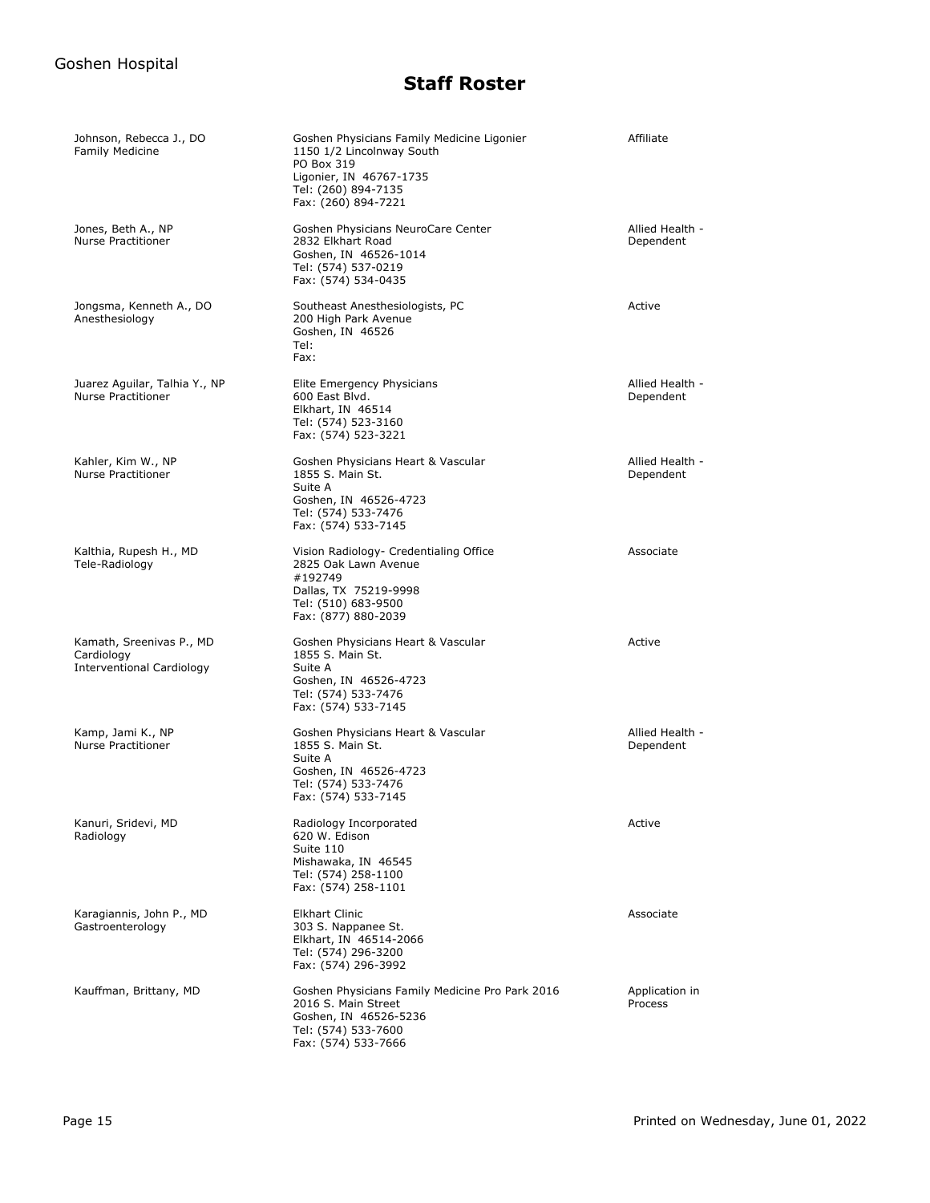Goshen Hospital

# Staff Roster

| Name / Specialty | Address | Status |
|---|---|---|
| Johnson, Rebecca J., DO<br>Family Medicine | Goshen Physicians Family Medicine Ligonier<br>1150 1/2 Lincolnway South<br>PO Box 319<br>Ligonier, IN 46767-1735<br>Tel: (260) 894-7135<br>Fax: (260) 894-7221 | Affiliate |
| Jones, Beth A., NP<br>Nurse Practitioner | Goshen Physicians NeuroCare Center<br>2832 Elkhart Road<br>Goshen, IN 46526-1014<br>Tel: (574) 537-0219<br>Fax: (574) 534-0435 | Allied Health - Dependent |
| Jongsma, Kenneth A., DO<br>Anesthesiology | Southeast Anesthesiologists, PC<br>200 High Park Avenue<br>Goshen, IN 46526<br>Tel:<br>Fax: | Active |
| Juarez Aguilar, Talhia Y., NP<br>Nurse Practitioner | Elite Emergency Physicians<br>600 East Blvd.<br>Elkhart, IN 46514<br>Tel: (574) 523-3160<br>Fax: (574) 523-3221 | Allied Health - Dependent |
| Kahler, Kim W., NP<br>Nurse Practitioner | Goshen Physicians Heart & Vascular<br>1855 S. Main St.<br>Suite A<br>Goshen, IN 46526-4723<br>Tel: (574) 533-7476<br>Fax: (574) 533-7145 | Allied Health - Dependent |
| Kalthia, Rupesh H., MD<br>Tele-Radiology | Vision Radiology- Credentialing Office<br>2825 Oak Lawn Avenue<br>#192749<br>Dallas, TX 75219-9998<br>Tel: (510) 683-9500<br>Fax: (877) 880-2039 | Associate |
| Kamath, Sreenivas P., MD<br>Cardiology<br>Interventional Cardiology | Goshen Physicians Heart & Vascular<br>1855 S. Main St.<br>Suite A<br>Goshen, IN 46526-4723<br>Tel: (574) 533-7476<br>Fax: (574) 533-7145 | Active |
| Kamp, Jami K., NP<br>Nurse Practitioner | Goshen Physicians Heart & Vascular<br>1855 S. Main St.<br>Suite A<br>Goshen, IN 46526-4723<br>Tel: (574) 533-7476<br>Fax: (574) 533-7145 | Allied Health - Dependent |
| Kanuri, Sridevi, MD<br>Radiology | Radiology Incorporated<br>620 W. Edison<br>Suite 110<br>Mishawaka, IN 46545<br>Tel: (574) 258-1100<br>Fax: (574) 258-1101 | Active |
| Karagiannis, John P., MD<br>Gastroenterology | Elkhart Clinic<br>303 S. Nappanee St.<br>Elkhart, IN 46514-2066<br>Tel: (574) 296-3200<br>Fax: (574) 296-3992 | Associate |
| Kauffman, Brittany, MD | Goshen Physicians Family Medicine Pro Park 2016<br>2016 S. Main Street<br>Goshen, IN 46526-5236<br>Tel: (574) 533-7600<br>Fax: (574) 533-7666 | Application in Process |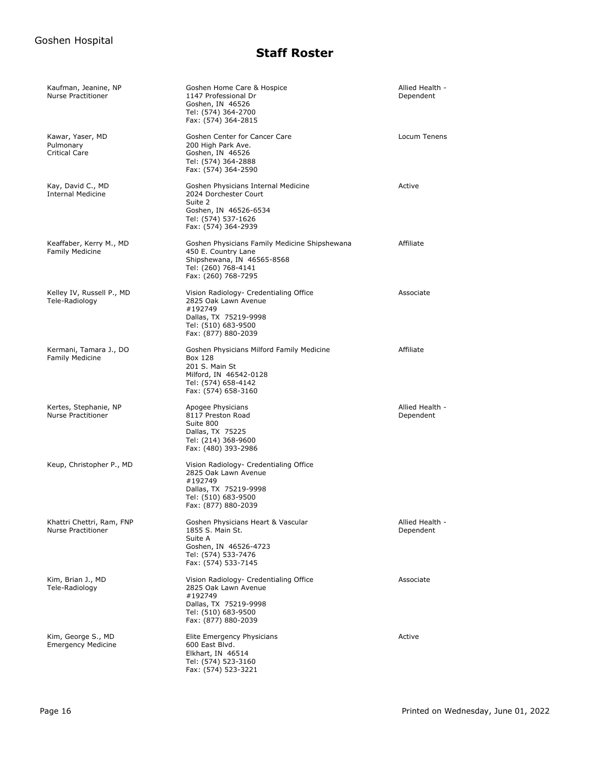Goshen Hospital

# Staff Roster

| Name / Specialty | Address | Status |
|---|---|---|
| Kaufman, Jeanine, NP<br>Nurse Practitioner | Goshen Home Care & Hospice<br>1147 Professional Dr<br>Goshen, IN 46526<br>Tel: (574) 364-2700<br>Fax: (574) 364-2815 | Allied Health - Dependent |
| Kawar, Yaser, MD<br>Pulmonary<br>Critical Care | Goshen Center for Cancer Care<br>200 High Park Ave.<br>Goshen, IN 46526<br>Tel: (574) 364-2888<br>Fax: (574) 364-2590 | Locum Tenens |
| Kay, David C., MD<br>Internal Medicine | Goshen Physicians Internal Medicine<br>2024 Dorchester Court<br>Suite 2<br>Goshen, IN 46526-6534<br>Tel: (574) 537-1626<br>Fax: (574) 364-2939 | Active |
| Keaffaber, Kerry M., MD<br>Family Medicine | Goshen Physicians Family Medicine Shipshewana<br>450 E. Country Lane<br>Shipshewana, IN 46565-8568<br>Tel: (260) 768-4141<br>Fax: (260) 768-7295 | Affiliate |
| Kelley IV, Russell P., MD<br>Tele-Radiology | Vision Radiology- Credentialing Office<br>2825 Oak Lawn Avenue<br>#192749<br>Dallas, TX 75219-9998<br>Tel: (510) 683-9500<br>Fax: (877) 880-2039 | Associate |
| Kermani, Tamara J., DO<br>Family Medicine | Goshen Physicians Milford Family Medicine<br>Box 128<br>201 S. Main St<br>Milford, IN 46542-0128<br>Tel: (574) 658-4142<br>Fax: (574) 658-3160 | Affiliate |
| Kertes, Stephanie, NP<br>Nurse Practitioner | Apogee Physicians<br>8117 Preston Road<br>Suite 800<br>Dallas, TX 75225<br>Tel: (214) 368-9600<br>Fax: (480) 393-2986 | Allied Health - Dependent |
| Keup, Christopher P., MD | Vision Radiology- Credentialing Office<br>2825 Oak Lawn Avenue<br>#192749<br>Dallas, TX 75219-9998<br>Tel: (510) 683-9500<br>Fax: (877) 880-2039 | |
| Khattri Chettri, Ram, FNP<br>Nurse Practitioner | Goshen Physicians Heart & Vascular<br>1855 S. Main St.<br>Suite A<br>Goshen, IN 46526-4723<br>Tel: (574) 533-7476<br>Fax: (574) 533-7145 | Allied Health - Dependent |
| Kim, Brian J., MD<br>Tele-Radiology | Vision Radiology- Credentialing Office<br>2825 Oak Lawn Avenue<br>#192749<br>Dallas, TX 75219-9998<br>Tel: (510) 683-9500<br>Fax: (877) 880-2039 | Associate |
| Kim, George S., MD<br>Emergency Medicine | Elite Emergency Physicians<br>600 East Blvd.<br>Elkhart, IN 46514<br>Tel: (574) 523-3160<br>Fax: (574) 523-3221 | Active |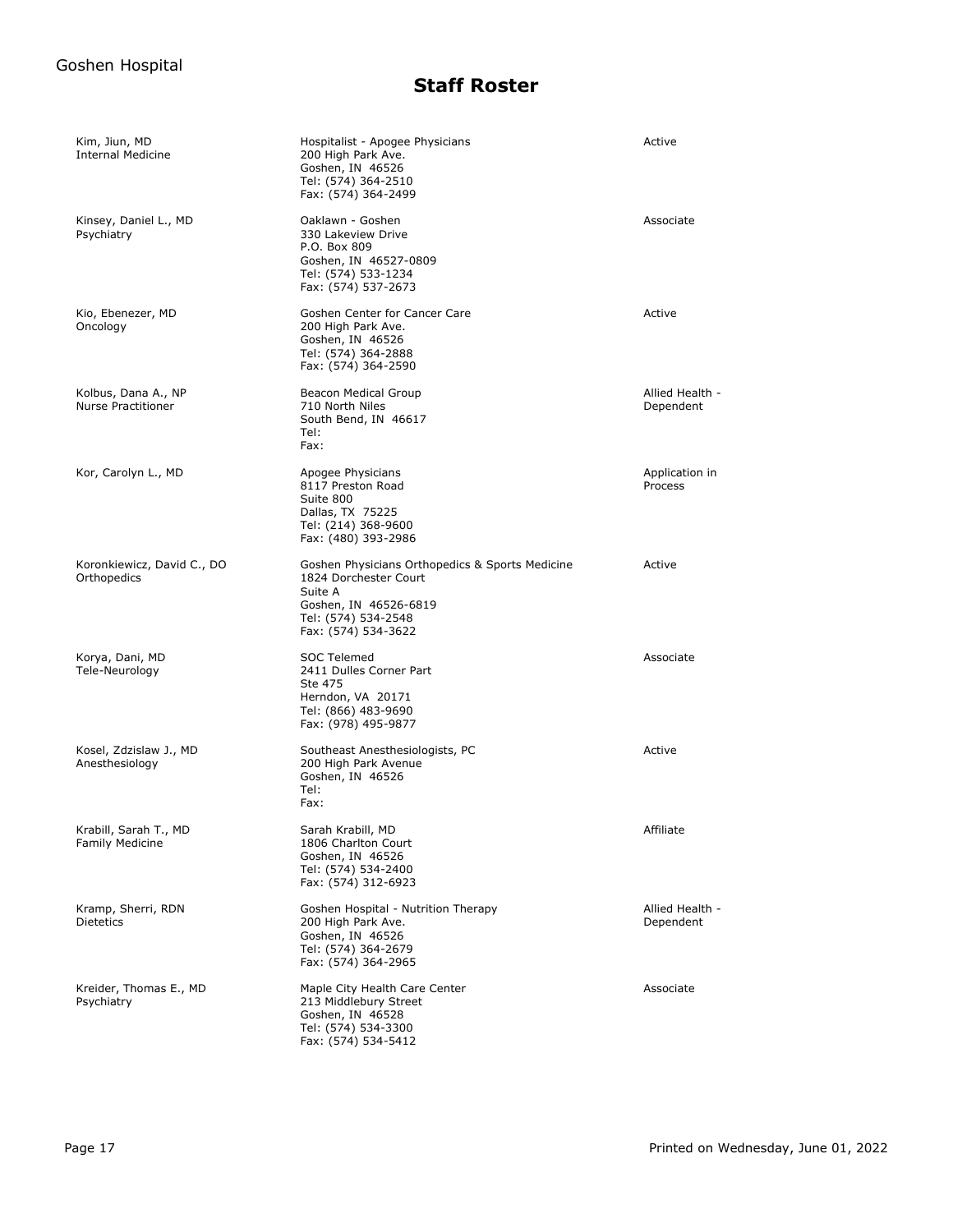# Staff Roster

| Name / Specialty | Address | Status |
|---|---|---|
| Kim, Jiun, MD<br>Internal Medicine | Hospitalist - Apogee Physicians<br>200 High Park Ave.<br>Goshen, IN 46526<br>Tel: (574) 364-2510<br>Fax: (574) 364-2499 | Active |
| Kinsey, Daniel L., MD<br>Psychiatry | Oaklawn - Goshen<br>330 Lakeview Drive<br>P.O. Box 809<br>Goshen, IN 46527-0809<br>Tel: (574) 533-1234<br>Fax: (574) 537-2673 | Associate |
| Kio, Ebenezer, MD<br>Oncology | Goshen Center for Cancer Care<br>200 High Park Ave.<br>Goshen, IN 46526<br>Tel: (574) 364-2888<br>Fax: (574) 364-2590 | Active |
| Kolbus, Dana A., NP<br>Nurse Practitioner | Beacon Medical Group<br>710 North Niles<br>South Bend, IN 46617<br>Tel:<br>Fax: | Allied Health - Dependent |
| Kor, Carolyn L., MD | Apogee Physicians<br>8117 Preston Road<br>Suite 800<br>Dallas, TX 75225<br>Tel: (214) 368-9600<br>Fax: (480) 393-2986 | Application in Process |
| Koronkiewicz, David C., DO<br>Orthopedics | Goshen Physicians Orthopedics & Sports Medicine<br>1824 Dorchester Court<br>Suite A<br>Goshen, IN 46526-6819<br>Tel: (574) 534-2548<br>Fax: (574) 534-3622 | Active |
| Korya, Dani, MD<br>Tele-Neurology | SOC Telemed<br>2411 Dulles Corner Part<br>Ste 475<br>Herndon, VA 20171<br>Tel: (866) 483-9690<br>Fax: (978) 495-9877 | Associate |
| Kosel, Zdzislaw J., MD<br>Anesthesiology | Southeast Anesthesiologists, PC<br>200 High Park Avenue<br>Goshen, IN 46526<br>Tel:<br>Fax: | Active |
| Krabill, Sarah T., MD<br>Family Medicine | Sarah Krabill, MD<br>1806 Charlton Court<br>Goshen, IN 46526<br>Tel: (574) 534-2400<br>Fax: (574) 312-6923 | Affiliate |
| Kramp, Sherri, RDN<br>Dietetics | Goshen Hospital - Nutrition Therapy<br>200 High Park Ave.<br>Goshen, IN 46526<br>Tel: (574) 364-2679<br>Fax: (574) 364-2965 | Allied Health - Dependent |
| Kreider, Thomas E., MD<br>Psychiatry | Maple City Health Care Center<br>213 Middlebury Street<br>Goshen, IN 46528<br>Tel: (574) 534-3300<br>Fax: (574) 534-5412 | Associate |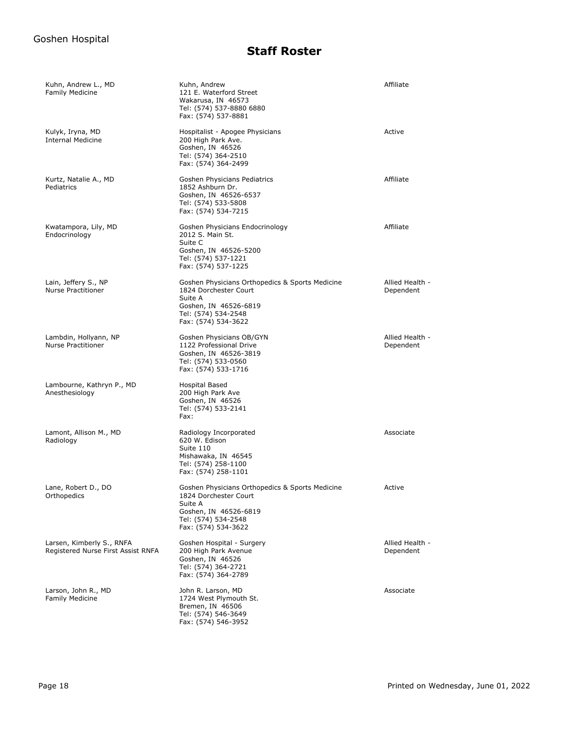Goshen Hospital

# Staff Roster

| Name / Specialty | Address | Status |
|---|---|---|
| Kuhn, Andrew L., MD<br>Family Medicine | Kuhn, Andrew<br>121 E. Waterford Street<br>Wakarusa, IN 46573<br>Tel: (574) 537-8880 6880<br>Fax: (574) 537-8881 | Affiliate |
| Kulyk, Iryna, MD<br>Internal Medicine | Hospitalist - Apogee Physicians<br>200 High Park Ave.<br>Goshen, IN 46526<br>Tel: (574) 364-2510<br>Fax: (574) 364-2499 | Active |
| Kurtz, Natalie A., MD<br>Pediatrics | Goshen Physicians Pediatrics<br>1852 Ashburn Dr.<br>Goshen, IN 46526-6537<br>Tel: (574) 533-5808<br>Fax: (574) 534-7215 | Affiliate |
| Kwatampora, Lily, MD<br>Endocrinology | Goshen Physicians Endocrinology<br>2012 S. Main St.<br>Suite C<br>Goshen, IN 46526-5200<br>Tel: (574) 537-1221<br>Fax: (574) 537-1225 | Affiliate |
| Lain, Jeffery S., NP<br>Nurse Practitioner | Goshen Physicians Orthopedics & Sports Medicine<br>1824 Dorchester Court<br>Suite A<br>Goshen, IN 46526-6819<br>Tel: (574) 534-2548<br>Fax: (574) 534-3622 | Allied Health - Dependent |
| Lambdin, Hollyann, NP<br>Nurse Practitioner | Goshen Physicians OB/GYN<br>1122 Professional Drive<br>Goshen, IN 46526-3819<br>Tel: (574) 533-0560<br>Fax: (574) 533-1716 | Allied Health - Dependent |
| Lambourne, Kathryn P., MD<br>Anesthesiology | Hospital Based<br>200 High Park Ave<br>Goshen, IN 46526<br>Tel: (574) 533-2141<br>Fax: | |
| Lamont, Allison M., MD<br>Radiology | Radiology Incorporated<br>620 W. Edison<br>Suite 110<br>Mishawaka, IN 46545<br>Tel: (574) 258-1100<br>Fax: (574) 258-1101 | Associate |
| Lane, Robert D., DO<br>Orthopedics | Goshen Physicians Orthopedics & Sports Medicine<br>1824 Dorchester Court<br>Suite A<br>Goshen, IN 46526-6819<br>Tel: (574) 534-2548<br>Fax: (574) 534-3622 | Active |
| Larsen, Kimberly S., RNFA<br>Registered Nurse First Assist RNFA | Goshen Hospital - Surgery<br>200 High Park Avenue<br>Goshen, IN 46526<br>Tel: (574) 364-2721<br>Fax: (574) 364-2789 | Allied Health - Dependent |
| Larson, John R., MD<br>Family Medicine | John R. Larson, MD<br>1724 West Plymouth St.<br>Bremen, IN 46506<br>Tel: (574) 546-3649<br>Fax: (574) 546-3952 | Associate |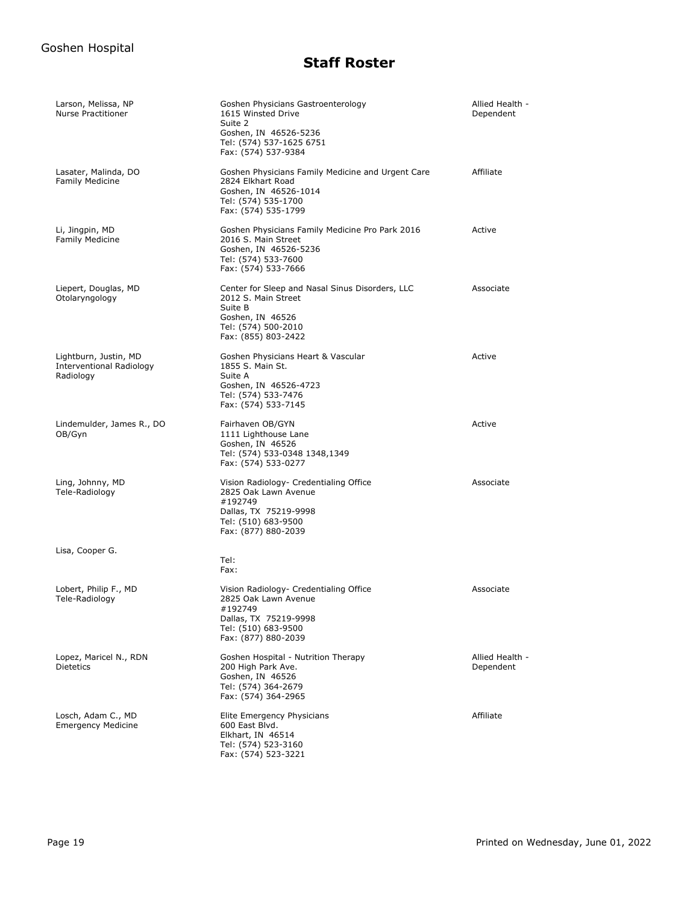## Staff Roster

| Name / Specialty | Address | Status |
|---|---|---|
| Larson, Melissa, NP<br>Nurse Practitioner | Goshen Physicians Gastroenterology<br>1615 Winsted Drive<br>Suite 2<br>Goshen, IN 46526-5236<br>Tel: (574) 537-1625 6751<br>Fax: (574) 537-9384 | Allied Health - Dependent |
| Lasater, Malinda, DO<br>Family Medicine | Goshen Physicians Family Medicine and Urgent Care<br>2824 Elkhart Road<br>Goshen, IN 46526-1014<br>Tel: (574) 535-1700<br>Fax: (574) 535-1799 | Affiliate |
| Li, Jingpin, MD<br>Family Medicine | Goshen Physicians Family Medicine Pro Park 2016<br>2016 S. Main Street<br>Goshen, IN 46526-5236<br>Tel: (574) 533-7600<br>Fax: (574) 533-7666 | Active |
| Liepert, Douglas, MD<br>Otolaryngology | Center for Sleep and Nasal Sinus Disorders, LLC<br>2012 S. Main Street<br>Suite B<br>Goshen, IN 46526<br>Tel: (574) 500-2010<br>Fax: (855) 803-2422 | Associate |
| Lightburn, Justin, MD<br>Interventional Radiology<br>Radiology | Goshen Physicians Heart & Vascular<br>1855 S. Main St.<br>Suite A<br>Goshen, IN 46526-4723<br>Tel: (574) 533-7476<br>Fax: (574) 533-7145 | Active |
| Lindemulder, James R., DO<br>OB/Gyn | Fairhaven OB/GYN<br>1111 Lighthouse Lane<br>Goshen, IN 46526<br>Tel: (574) 533-0348 1348,1349<br>Fax: (574) 533-0277 | Active |
| Ling, Johnny, MD<br>Tele-Radiology | Vision Radiology- Credentialing Office<br>2825 Oak Lawn Avenue<br>#192749<br>Dallas, TX 75219-9998<br>Tel: (510) 683-9500<br>Fax: (877) 880-2039 | Associate |
| Lisa, Cooper G. | Tel:<br>Fax: | |
| Lobert, Philip F., MD<br>Tele-Radiology | Vision Radiology- Credentialing Office<br>2825 Oak Lawn Avenue<br>#192749<br>Dallas, TX 75219-9998<br>Tel: (510) 683-9500<br>Fax: (877) 880-2039 | Associate |
| Lopez, Maricel N., RDN<br>Dietetics | Goshen Hospital - Nutrition Therapy<br>200 High Park Ave.<br>Goshen, IN 46526<br>Tel: (574) 364-2679<br>Fax: (574) 364-2965 | Allied Health - Dependent |
| Losch, Adam C., MD<br>Emergency Medicine | Elite Emergency Physicians<br>600 East Blvd.<br>Elkhart, IN 46514<br>Tel: (574) 523-3160<br>Fax: (574) 523-3221 | Affiliate |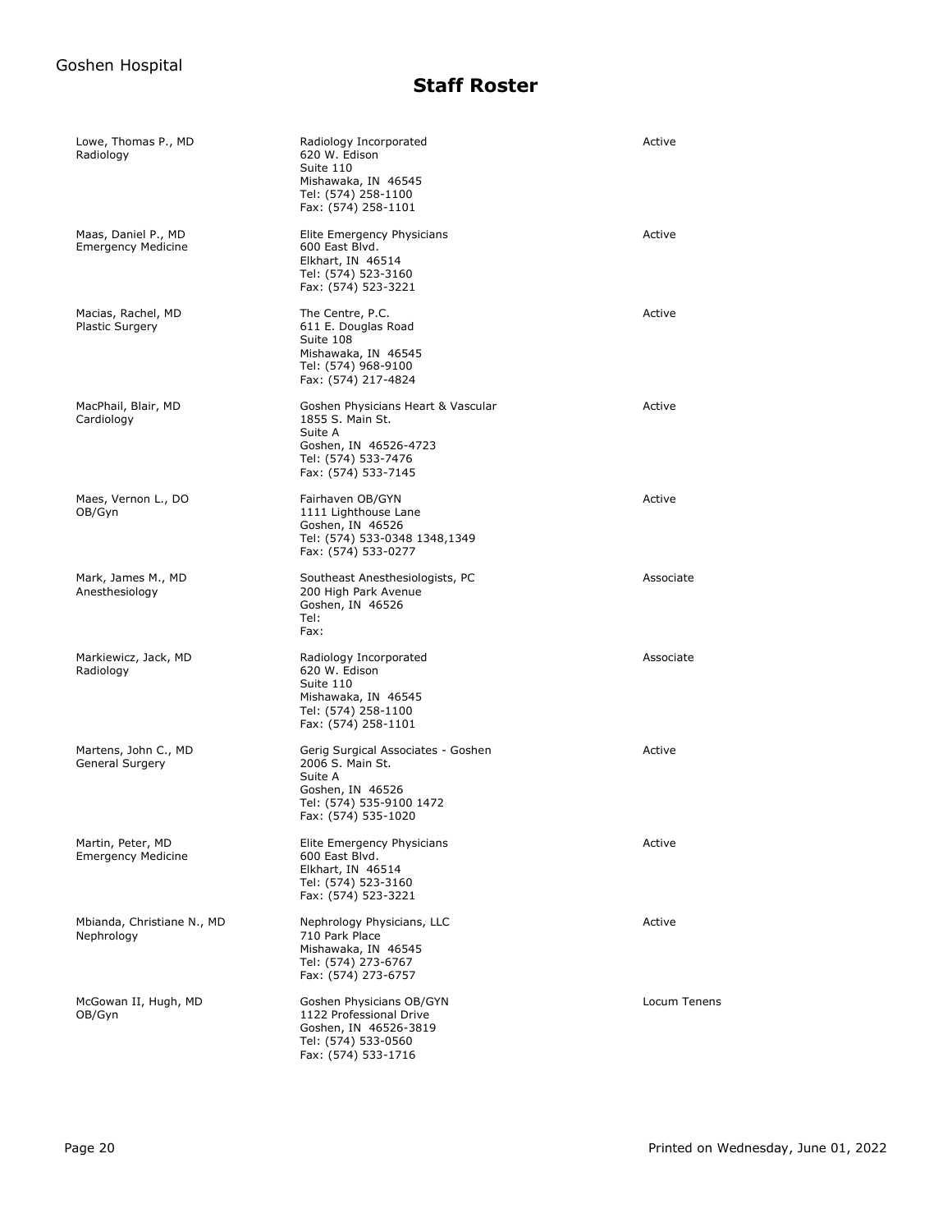# Staff Roster

| Name / Specialty | Practice / Address | Status |
|---|---|---|
| Lowe, Thomas P., MD<br>Radiology | Radiology Incorporated<br>620 W. Edison<br>Suite 110<br>Mishawaka, IN 46545<br>Tel: (574) 258-1100<br>Fax: (574) 258-1101 | Active |
| Maas, Daniel P., MD<br>Emergency Medicine | Elite Emergency Physicians<br>600 East Blvd.<br>Elkhart, IN 46514<br>Tel: (574) 523-3160<br>Fax: (574) 523-3221 | Active |
| Macias, Rachel, MD<br>Plastic Surgery | The Centre, P.C.<br>611 E. Douglas Road<br>Suite 108<br>Mishawaka, IN 46545<br>Tel: (574) 968-9100<br>Fax: (574) 217-4824 | Active |
| MacPhail, Blair, MD<br>Cardiology | Goshen Physicians Heart & Vascular<br>1855 S. Main St.<br>Suite A<br>Goshen, IN 46526-4723<br>Tel: (574) 533-7476<br>Fax: (574) 533-7145 | Active |
| Maes, Vernon L., DO<br>OB/Gyn | Fairhaven OB/GYN<br>1111 Lighthouse Lane<br>Goshen, IN 46526<br>Tel: (574) 533-0348 1348,1349<br>Fax: (574) 533-0277 | Active |
| Mark, James M., MD<br>Anesthesiology | Southeast Anesthesiologists, PC<br>200 High Park Avenue<br>Goshen, IN 46526<br>Tel:<br>Fax: | Associate |
| Markiewicz, Jack, MD<br>Radiology | Radiology Incorporated<br>620 W. Edison<br>Suite 110<br>Mishawaka, IN 46545<br>Tel: (574) 258-1100<br>Fax: (574) 258-1101 | Associate |
| Martens, John C., MD<br>General Surgery | Gerig Surgical Associates - Goshen<br>2006 S. Main St.<br>Suite A<br>Goshen, IN 46526<br>Tel: (574) 535-9100 1472<br>Fax: (574) 535-1020 | Active |
| Martin, Peter, MD<br>Emergency Medicine | Elite Emergency Physicians<br>600 East Blvd.<br>Elkhart, IN 46514<br>Tel: (574) 523-3160<br>Fax: (574) 523-3221 | Active |
| Mbianda, Christiane N., MD<br>Nephrology | Nephrology Physicians, LLC<br>710 Park Place<br>Mishawaka, IN 46545<br>Tel: (574) 273-6767<br>Fax: (574) 273-6757 | Active |
| McGowan II, Hugh, MD<br>OB/Gyn | Goshen Physicians OB/GYN<br>1122 Professional Drive<br>Goshen, IN 46526-3819<br>Tel: (574) 533-0560<br>Fax: (574) 533-1716 | Locum Tenens |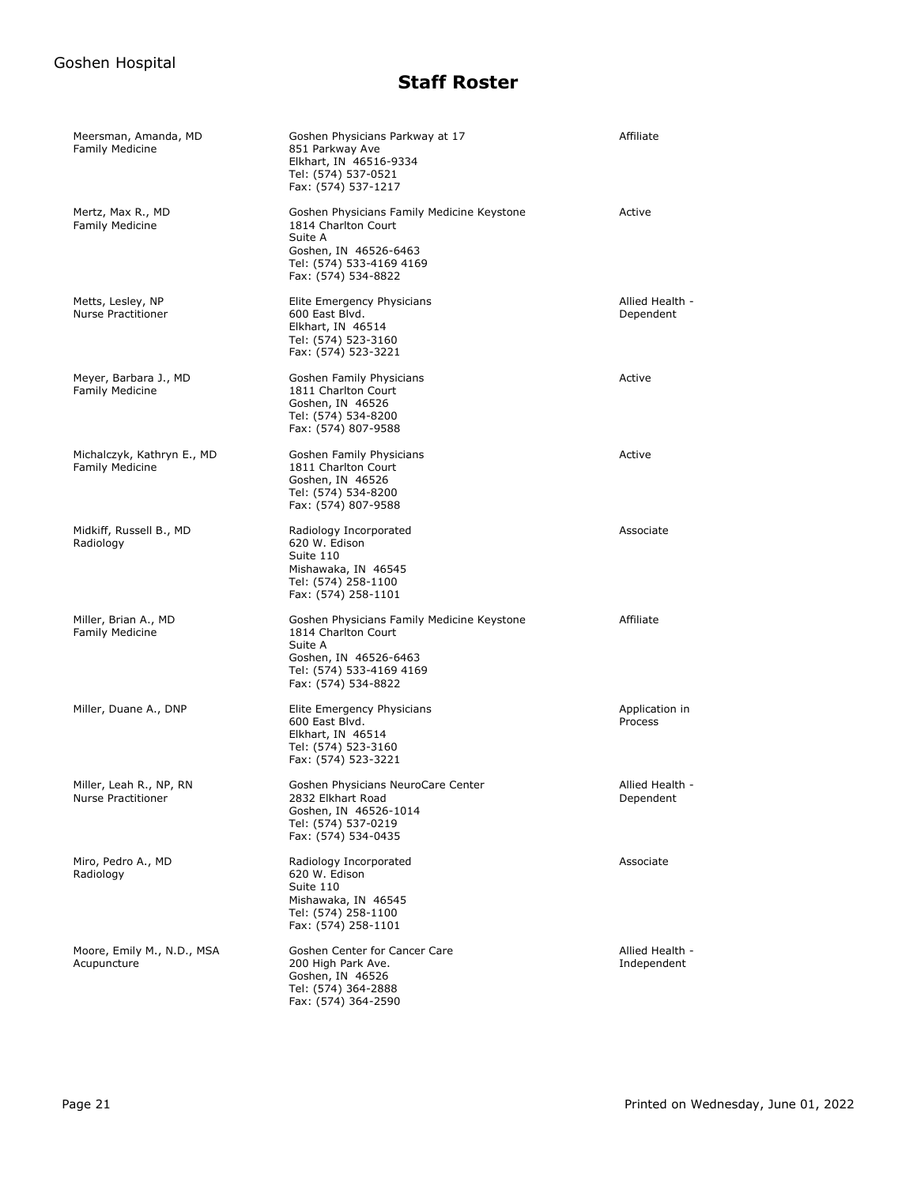# Staff Roster

| Name / Specialty | Address | Status |
|---|---|---|
| Meersman, Amanda, MD<br>Family Medicine | Goshen Physicians Parkway at 17<br>851 Parkway Ave<br>Elkhart, IN 46516-9334<br>Tel: (574) 537-0521<br>Fax: (574) 537-1217 | Affiliate |
| Mertz, Max R., MD<br>Family Medicine | Goshen Physicians Family Medicine Keystone<br>1814 Charlton Court<br>Suite A<br>Goshen, IN 46526-6463<br>Tel: (574) 533-4169 4169<br>Fax: (574) 534-8822 | Active |
| Metts, Lesley, NP<br>Nurse Practitioner | Elite Emergency Physicians<br>600 East Blvd.<br>Elkhart, IN 46514<br>Tel: (574) 523-3160<br>Fax: (574) 523-3221 | Allied Health - Dependent |
| Meyer, Barbara J., MD<br>Family Medicine | Goshen Family Physicians<br>1811 Charlton Court<br>Goshen, IN 46526<br>Tel: (574) 534-8200<br>Fax: (574) 807-9588 | Active |
| Michalczyk, Kathryn E., MD<br>Family Medicine | Goshen Family Physicians<br>1811 Charlton Court<br>Goshen, IN 46526<br>Tel: (574) 534-8200<br>Fax: (574) 807-9588 | Active |
| Midkiff, Russell B., MD<br>Radiology | Radiology Incorporated<br>620 W. Edison<br>Suite 110<br>Mishawaka, IN 46545<br>Tel: (574) 258-1100<br>Fax: (574) 258-1101 | Associate |
| Miller, Brian A., MD<br>Family Medicine | Goshen Physicians Family Medicine Keystone<br>1814 Charlton Court<br>Suite A<br>Goshen, IN 46526-6463<br>Tel: (574) 533-4169 4169<br>Fax: (574) 534-8822 | Affiliate |
| Miller, Duane A., DNP | Elite Emergency Physicians<br>600 East Blvd.<br>Elkhart, IN 46514<br>Tel: (574) 523-3160<br>Fax: (574) 523-3221 | Application in Process |
| Miller, Leah R., NP, RN<br>Nurse Practitioner | Goshen Physicians NeuroCare Center<br>2832 Elkhart Road<br>Goshen, IN 46526-1014<br>Tel: (574) 537-0219<br>Fax: (574) 534-0435 | Allied Health - Dependent |
| Miro, Pedro A., MD<br>Radiology | Radiology Incorporated<br>620 W. Edison<br>Suite 110<br>Mishawaka, IN 46545<br>Tel: (574) 258-1100<br>Fax: (574) 258-1101 | Associate |
| Moore, Emily M., N.D., MSA<br>Acupuncture | Goshen Center for Cancer Care<br>200 High Park Ave.<br>Goshen, IN 46526<br>Tel: (574) 364-2888<br>Fax: (574) 364-2590 | Allied Health - Independent |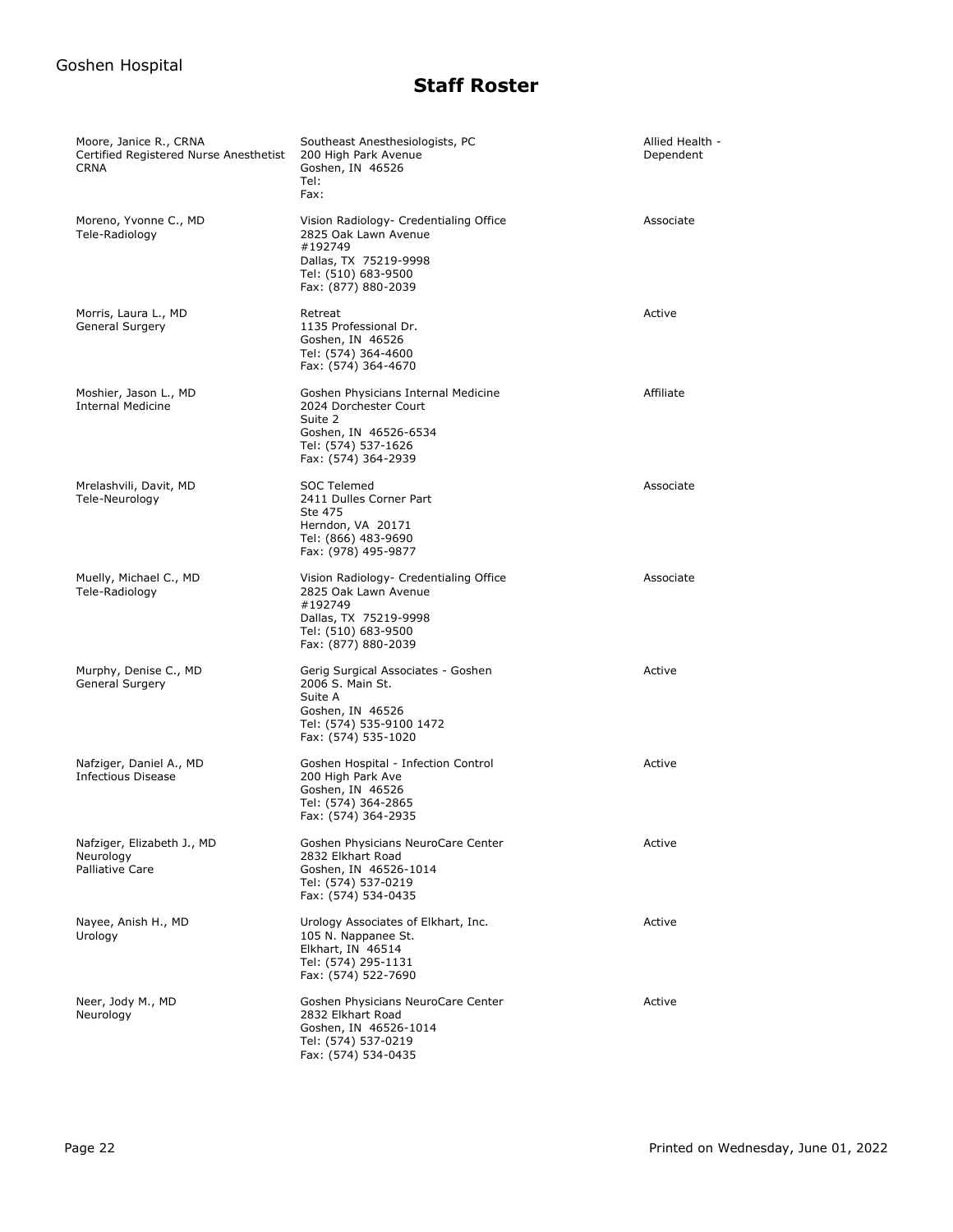# Staff Roster

| Name / Specialty | Address | Status |
|---|---|---|
| Moore, Janice R., CRNA<br>Certified Registered Nurse Anesthetist<br>CRNA | Southeast Anesthesiologists, PC<br>200 High Park Avenue<br>Goshen, IN 46526<br>Tel:<br>Fax: | Allied Health - Dependent |
| Moreno, Yvonne C., MD<br>Tele-Radiology | Vision Radiology- Credentialing Office<br>2825 Oak Lawn Avenue<br>#192749<br>Dallas, TX 75219-9998<br>Tel: (510) 683-9500<br>Fax: (877) 880-2039 | Associate |
| Morris, Laura L., MD<br>General Surgery | Retreat<br>1135 Professional Dr.<br>Goshen, IN 46526<br>Tel: (574) 364-4600<br>Fax: (574) 364-4670 | Active |
| Moshier, Jason L., MD<br>Internal Medicine | Goshen Physicians Internal Medicine<br>2024 Dorchester Court<br>Suite 2<br>Goshen, IN 46526-6534<br>Tel: (574) 537-1626<br>Fax: (574) 364-2939 | Affiliate |
| Mrelashvili, Davit, MD<br>Tele-Neurology | SOC Telemed<br>2411 Dulles Corner Part<br>Ste 475<br>Herndon, VA 20171<br>Tel: (866) 483-9690<br>Fax: (978) 495-9877 | Associate |
| Muelly, Michael C., MD<br>Tele-Radiology | Vision Radiology- Credentialing Office<br>2825 Oak Lawn Avenue<br>#192749<br>Dallas, TX 75219-9998<br>Tel: (510) 683-9500<br>Fax: (877) 880-2039 | Associate |
| Murphy, Denise C., MD<br>General Surgery | Gerig Surgical Associates - Goshen<br>2006 S. Main St.<br>Suite A<br>Goshen, IN 46526<br>Tel: (574) 535-9100 1472<br>Fax: (574) 535-1020 | Active |
| Nafziger, Daniel A., MD<br>Infectious Disease | Goshen Hospital - Infection Control<br>200 High Park Ave<br>Goshen, IN 46526<br>Tel: (574) 364-2865<br>Fax: (574) 364-2935 | Active |
| Nafziger, Elizabeth J., MD<br>Neurology<br>Palliative Care | Goshen Physicians NeuroCare Center<br>2832 Elkhart Road<br>Goshen, IN 46526-1014<br>Tel: (574) 537-0219<br>Fax: (574) 534-0435 | Active |
| Nayee, Anish H., MD<br>Urology | Urology Associates of Elkhart, Inc.<br>105 N. Nappanee St.<br>Elkhart, IN 46514<br>Tel: (574) 295-1131<br>Fax: (574) 522-7690 | Active |
| Neer, Jody M., MD<br>Neurology | Goshen Physicians NeuroCare Center<br>2832 Elkhart Road<br>Goshen, IN 46526-1014<br>Tel: (574) 537-0219<br>Fax: (574) 534-0435 | Active |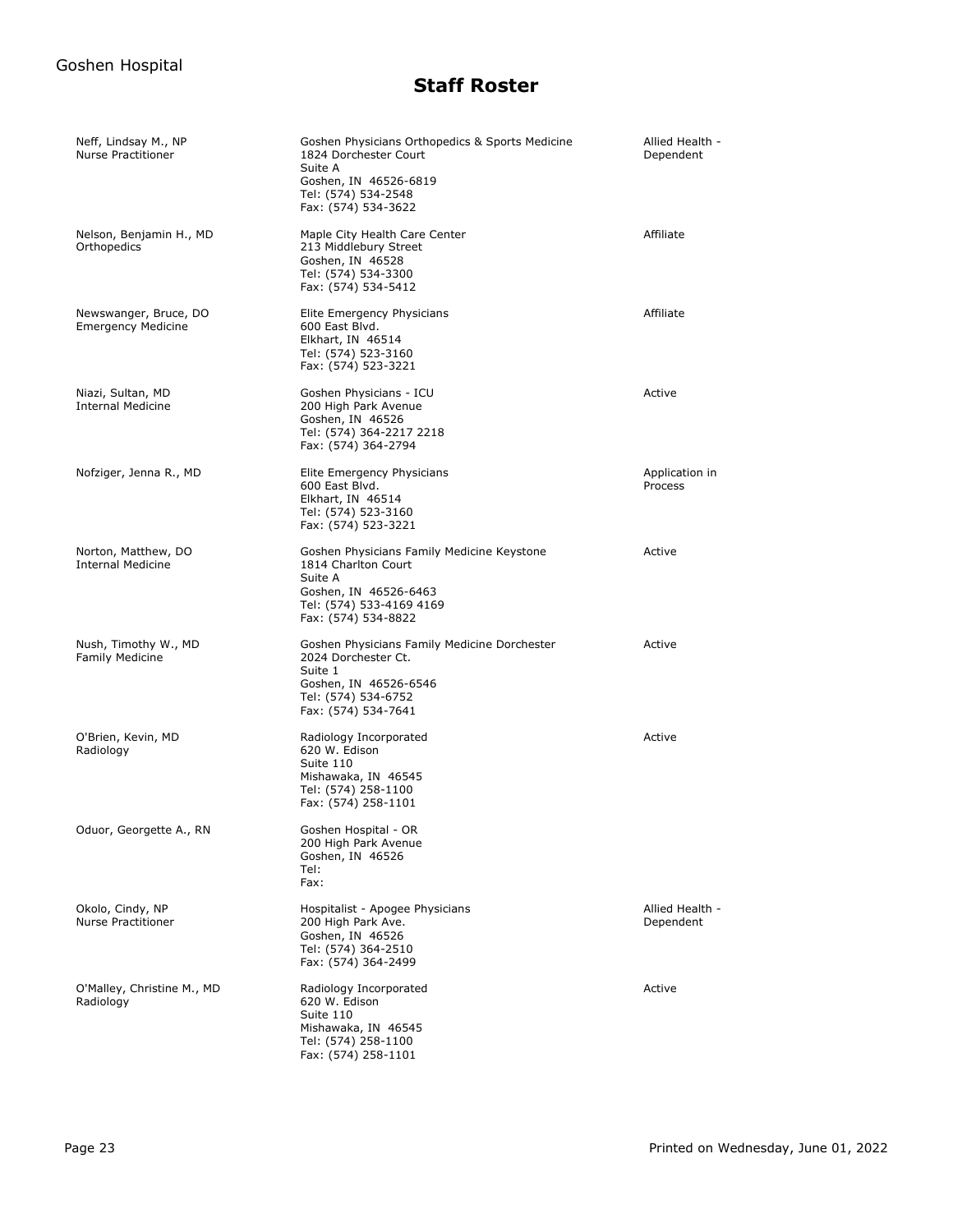# Staff Roster

| Name / Specialty | Address | Status |
|---|---|---|
| Neff, Lindsay M., NP<br>Nurse Practitioner | Goshen Physicians Orthopedics & Sports Medicine<br>1824 Dorchester Court<br>Suite A<br>Goshen, IN 46526-6819<br>Tel: (574) 534-2548<br>Fax: (574) 534-3622 | Allied Health - Dependent |
| Nelson, Benjamin H., MD<br>Orthopedics | Maple City Health Care Center<br>213 Middlebury Street<br>Goshen, IN 46528<br>Tel: (574) 534-3300<br>Fax: (574) 534-5412 | Affiliate |
| Newswanger, Bruce, DO<br>Emergency Medicine | Elite Emergency Physicians<br>600 East Blvd.<br>Elkhart, IN 46514<br>Tel: (574) 523-3160<br>Fax: (574) 523-3221 | Affiliate |
| Niazi, Sultan, MD<br>Internal Medicine | Goshen Physicians - ICU<br>200 High Park Avenue<br>Goshen, IN 46526<br>Tel: (574) 364-2217 2218<br>Fax: (574) 364-2794 | Active |
| Nofziger, Jenna R., MD | Elite Emergency Physicians<br>600 East Blvd.<br>Elkhart, IN 46514<br>Tel: (574) 523-3160<br>Fax: (574) 523-3221 | Application in Process |
| Norton, Matthew, DO<br>Internal Medicine | Goshen Physicians Family Medicine Keystone<br>1814 Charlton Court<br>Suite A<br>Goshen, IN 46526-6463<br>Tel: (574) 533-4169 4169<br>Fax: (574) 534-8822 | Active |
| Nush, Timothy W., MD<br>Family Medicine | Goshen Physicians Family Medicine Dorchester<br>2024 Dorchester Ct.<br>Suite 1<br>Goshen, IN 46526-6546<br>Tel: (574) 534-6752<br>Fax: (574) 534-7641 | Active |
| O'Brien, Kevin, MD<br>Radiology | Radiology Incorporated<br>620 W. Edison<br>Suite 110<br>Mishawaka, IN 46545<br>Tel: (574) 258-1100<br>Fax: (574) 258-1101 | Active |
| Oduor, Georgette A., RN | Goshen Hospital - OR<br>200 High Park Avenue<br>Goshen, IN 46526<br>Tel:<br>Fax: | |
| Okolo, Cindy, NP<br>Nurse Practitioner | Hospitalist - Apogee Physicians<br>200 High Park Ave.<br>Goshen, IN 46526<br>Tel: (574) 364-2510<br>Fax: (574) 364-2499 | Allied Health - Dependent |
| O'Malley, Christine M., MD<br>Radiology | Radiology Incorporated<br>620 W. Edison<br>Suite 110<br>Mishawaka, IN 46545<br>Tel: (574) 258-1100<br>Fax: (574) 258-1101 | Active |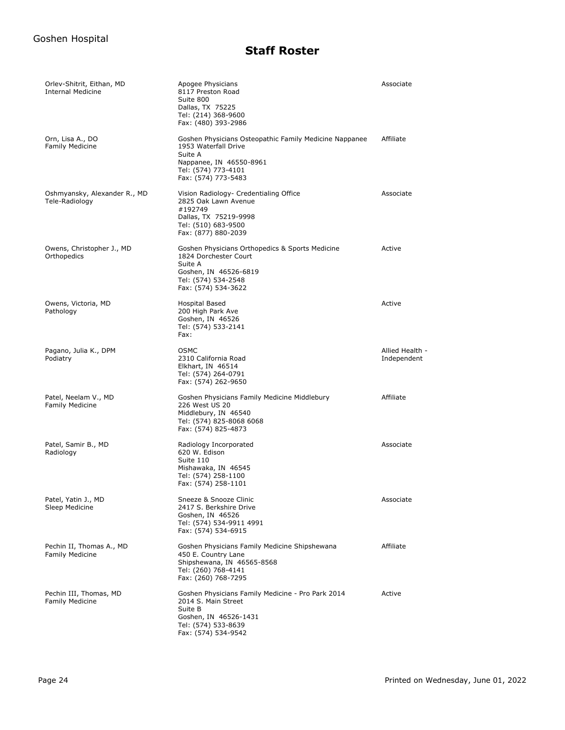# Staff Roster

| Name / Specialty | Address | Status |
|---|---|---|
| Orlev-Shitrit, Eithan, MD<br>Internal Medicine | Apogee Physicians<br>8117 Preston Road<br>Suite 800<br>Dallas, TX 75225<br>Tel: (214) 368-9600<br>Fax: (480) 393-2986 | Associate |
| Orn, Lisa A., DO<br>Family Medicine | Goshen Physicians Osteopathic Family Medicine Nappanee<br>1953 Waterfall Drive<br>Suite A<br>Nappanee, IN 46550-8961<br>Tel: (574) 773-4101<br>Fax: (574) 773-5483 | Affiliate |
| Oshmyansky, Alexander R., MD<br>Tele-Radiology | Vision Radiology- Credentialing Office<br>2825 Oak Lawn Avenue<br>#192749<br>Dallas, TX 75219-9998<br>Tel: (510) 683-9500<br>Fax: (877) 880-2039 | Associate |
| Owens, Christopher J., MD<br>Orthopedics | Goshen Physicians Orthopedics & Sports Medicine<br>1824 Dorchester Court<br>Suite A<br>Goshen, IN 46526-6819<br>Tel: (574) 534-2548<br>Fax: (574) 534-3622 | Active |
| Owens, Victoria, MD<br>Pathology | Hospital Based<br>200 High Park Ave<br>Goshen, IN 46526<br>Tel: (574) 533-2141<br>Fax: | Active |
| Pagano, Julia K., DPM<br>Podiatry | OSMC<br>2310 California Road<br>Elkhart, IN 46514<br>Tel: (574) 264-0791<br>Fax: (574) 262-9650 | Allied Health - Independent |
| Patel, Neelam V., MD<br>Family Medicine | Goshen Physicians Family Medicine Middlebury<br>226 West US 20<br>Middlebury, IN 46540<br>Tel: (574) 825-8068 6068<br>Fax: (574) 825-4873 | Affiliate |
| Patel, Samir B., MD<br>Radiology | Radiology Incorporated<br>620 W. Edison<br>Suite 110<br>Mishawaka, IN 46545<br>Tel: (574) 258-1100<br>Fax: (574) 258-1101 | Associate |
| Patel, Yatin J., MD<br>Sleep Medicine | Sneeze & Snooze Clinic<br>2417 S. Berkshire Drive<br>Goshen, IN 46526<br>Tel: (574) 534-9911 4991<br>Fax: (574) 534-6915 | Associate |
| Pechin II, Thomas A., MD<br>Family Medicine | Goshen Physicians Family Medicine Shipshewana<br>450 E. Country Lane<br>Shipshewana, IN 46565-8568<br>Tel: (260) 768-4141<br>Fax: (260) 768-7295 | Affiliate |
| Pechin III, Thomas, MD<br>Family Medicine | Goshen Physicians Family Medicine - Pro Park 2014<br>2014 S. Main Street<br>Suite B<br>Goshen, IN 46526-1431<br>Tel: (574) 533-8639<br>Fax: (574) 534-9542 | Active |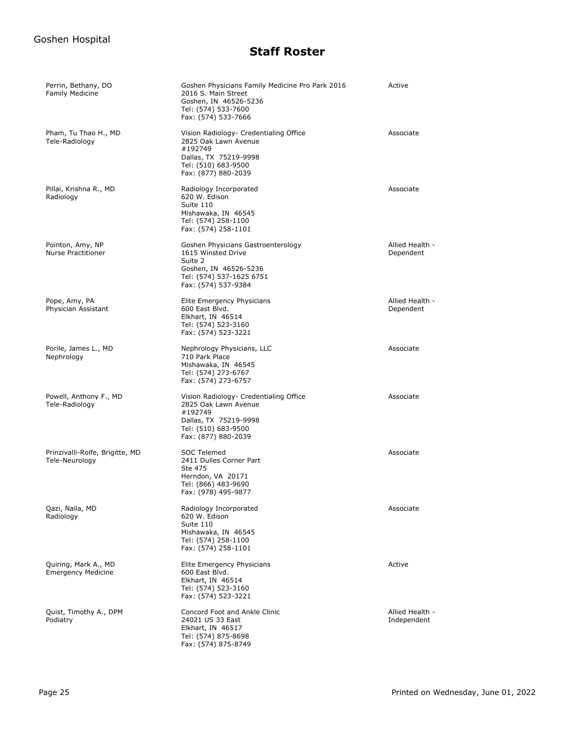## Staff Roster

| Name / Specialty | Address | Status |
|---|---|---|
| Perrin, Bethany, DO<br>Family Medicine | Goshen Physicians Family Medicine Pro Park 2016<br>2016 S. Main Street<br>Goshen, IN 46526-5236<br>Tel: (574) 533-7600<br>Fax: (574) 533-7666 | Active |
| Pham, Tu Thao H., MD<br>Tele-Radiology | Vision Radiology- Credentialing Office<br>2825 Oak Lawn Avenue<br>#192749<br>Dallas, TX 75219-9998<br>Tel: (510) 683-9500<br>Fax: (877) 880-2039 | Associate |
| Pillai, Krishna R., MD<br>Radiology | Radiology Incorporated<br>620 W. Edison<br>Suite 110<br>Mishawaka, IN 46545<br>Tel: (574) 258-1100<br>Fax: (574) 258-1101 | Associate |
| Pointon, Amy, NP<br>Nurse Practitioner | Goshen Physicians Gastroenterology<br>1615 Winsted Drive<br>Suite 2<br>Goshen, IN 46526-5236<br>Tel: (574) 537-1625 6751<br>Fax: (574) 537-9384 | Allied Health - Dependent |
| Pope, Amy, PA<br>Physician Assistant | Elite Emergency Physicians<br>600 East Blvd.<br>Elkhart, IN 46514<br>Tel: (574) 523-3160<br>Fax: (574) 523-3221 | Allied Health - Dependent |
| Porile, James L., MD<br>Nephrology | Nephrology Physicians, LLC<br>710 Park Place<br>Mishawaka, IN 46545<br>Tel: (574) 273-6767<br>Fax: (574) 273-6757 | Associate |
| Powell, Anthony F., MD<br>Tele-Radiology | Vision Radiology- Credentialing Office<br>2825 Oak Lawn Avenue<br>#192749<br>Dallas, TX 75219-9998<br>Tel: (510) 683-9500<br>Fax: (877) 880-2039 | Associate |
| Prinzivalli-Rolfe, Brigitte, MD<br>Tele-Neurology | SOC Telemed<br>2411 Dulles Corner Part<br>Ste 475<br>Herndon, VA 20171<br>Tel: (866) 483-9690<br>Fax: (978) 495-9877 | Associate |
| Qazi, Naila, MD<br>Radiology | Radiology Incorporated<br>620 W. Edison<br>Suite 110<br>Mishawaka, IN 46545<br>Tel: (574) 258-1100<br>Fax: (574) 258-1101 | Associate |
| Quiring, Mark A., MD<br>Emergency Medicine | Elite Emergency Physicians<br>600 East Blvd.<br>Elkhart, IN 46514<br>Tel: (574) 523-3160<br>Fax: (574) 523-3221 | Active |
| Quist, Timothy A., DPM<br>Podiatry | Concord Foot and Ankle Clinic<br>24021 US 33 East<br>Elkhart, IN 46517<br>Tel: (574) 875-8698<br>Fax: (574) 875-8749 | Allied Health - Independent |

Printed on Wednesday, June 01, 2022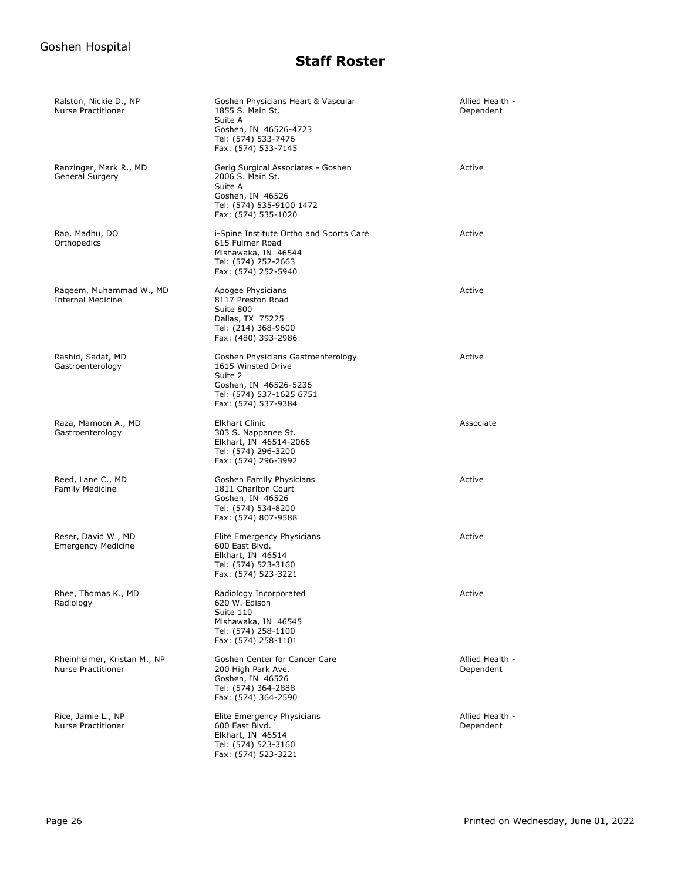# Staff Roster

| Name / Specialty | Address | Status |
|---|---|---|
| Ralston, Nickie D., NP<br>Nurse Practitioner | Goshen Physicians Heart & Vascular<br>1855 S. Main St.<br>Suite A<br>Goshen, IN 46526-4723<br>Tel: (574) 533-7476<br>Fax: (574) 533-7145 | Allied Health - Dependent |
| Ranzinger, Mark R., MD<br>General Surgery | Gerig Surgical Associates - Goshen<br>2006 S. Main St.<br>Suite A<br>Goshen, IN 46526<br>Tel: (574) 535-9100 1472<br>Fax: (574) 535-1020 | Active |
| Rao, Madhu, DO<br>Orthopedics | i-Spine Institute Ortho and Sports Care<br>615 Fulmer Road<br>Mishawaka, IN 46544<br>Tel: (574) 252-2663<br>Fax: (574) 252-5940 | Active |
| Raqeem, Muhammad W., MD<br>Internal Medicine | Apogee Physicians<br>8117 Preston Road<br>Suite 800<br>Dallas, TX 75225<br>Tel: (214) 368-9600<br>Fax: (480) 393-2986 | Active |
| Rashid, Sadat, MD<br>Gastroenterology | Goshen Physicians Gastroenterology<br>1615 Winsted Drive<br>Suite 2<br>Goshen, IN 46526-5236<br>Tel: (574) 537-1625 6751<br>Fax: (574) 537-9384 | Active |
| Raza, Mamoon A., MD<br>Gastroenterology | Elkhart Clinic<br>303 S. Nappanee St.<br>Elkhart, IN 46514-2066<br>Tel: (574) 296-3200<br>Fax: (574) 296-3992 | Associate |
| Reed, Lane C., MD<br>Family Medicine | Goshen Family Physicians<br>1811 Charlton Court<br>Goshen, IN 46526<br>Tel: (574) 534-8200<br>Fax: (574) 807-9588 | Active |
| Reser, David W., MD<br>Emergency Medicine | Elite Emergency Physicians<br>600 East Blvd.<br>Elkhart, IN 46514<br>Tel: (574) 523-3160<br>Fax: (574) 523-3221 | Active |
| Rhee, Thomas K., MD<br>Radiology | Radiology Incorporated<br>620 W. Edison<br>Suite 110<br>Mishawaka, IN 46545<br>Tel: (574) 258-1100<br>Fax: (574) 258-1101 | Active |
| Rheinheimer, Kristan M., NP<br>Nurse Practitioner | Goshen Center for Cancer Care<br>200 High Park Ave.<br>Goshen, IN 46526<br>Tel: (574) 364-2888<br>Fax: (574) 364-2590 | Allied Health - Dependent |
| Rice, Jamie L., NP<br>Nurse Practitioner | Elite Emergency Physicians<br>600 East Blvd.<br>Elkhart, IN 46514<br>Tel: (574) 523-3160<br>Fax: (574) 523-3221 | Allied Health - Dependent |

Printed on Wednesday, June 01, 2022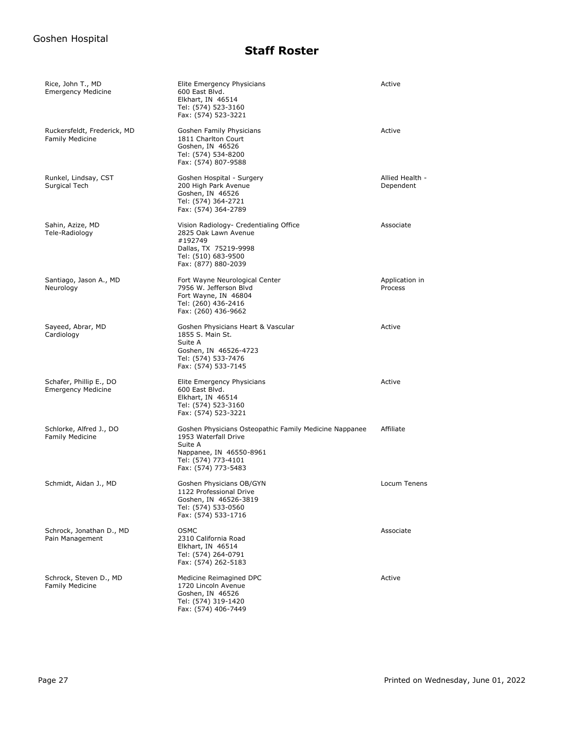# Staff Roster

| Name / Specialty | Practice / Address | Status |
|---|---|---|
| Rice, John T., MD<br>Emergency Medicine | Elite Emergency Physicians<br>600 East Blvd.<br>Elkhart, IN 46514<br>Tel: (574) 523-3160<br>Fax: (574) 523-3221 | Active |
| Ruckersfeldt, Frederick, MD<br>Family Medicine | Goshen Family Physicians<br>1811 Charlton Court<br>Goshen, IN 46526<br>Tel: (574) 534-8200<br>Fax: (574) 807-9588 | Active |
| Runkel, Lindsay, CST<br>Surgical Tech | Goshen Hospital - Surgery<br>200 High Park Avenue<br>Goshen, IN 46526<br>Tel: (574) 364-2721<br>Fax: (574) 364-2789 | Allied Health - Dependent |
| Sahin, Azize, MD<br>Tele-Radiology | Vision Radiology- Credentialing Office<br>2825 Oak Lawn Avenue<br>#192749<br>Dallas, TX 75219-9998<br>Tel: (510) 683-9500<br>Fax: (877) 880-2039 | Associate |
| Santiago, Jason A., MD<br>Neurology | Fort Wayne Neurological Center<br>7956 W. Jefferson Blvd<br>Fort Wayne, IN 46804<br>Tel: (260) 436-2416<br>Fax: (260) 436-9662 | Application in Process |
| Sayeed, Abrar, MD<br>Cardiology | Goshen Physicians Heart & Vascular<br>1855 S. Main St.<br>Suite A<br>Goshen, IN 46526-4723<br>Tel: (574) 533-7476<br>Fax: (574) 533-7145 | Active |
| Schafer, Phillip E., DO<br>Emergency Medicine | Elite Emergency Physicians<br>600 East Blvd.<br>Elkhart, IN 46514<br>Tel: (574) 523-3160<br>Fax: (574) 523-3221 | Active |
| Schlorke, Alfred J., DO<br>Family Medicine | Goshen Physicians Osteopathic Family Medicine Nappanee<br>1953 Waterfall Drive<br>Suite A<br>Nappanee, IN 46550-8961<br>Tel: (574) 773-4101<br>Fax: (574) 773-5483 | Affiliate |
| Schmidt, Aidan J., MD | Goshen Physicians OB/GYN<br>1122 Professional Drive<br>Goshen, IN 46526-3819<br>Tel: (574) 533-0560<br>Fax: (574) 533-1716 | Locum Tenens |
| Schrock, Jonathan D., MD<br>Pain Management | OSMC<br>2310 California Road<br>Elkhart, IN 46514<br>Tel: (574) 264-0791<br>Fax: (574) 262-5183 | Associate |
| Schrock, Steven D., MD<br>Family Medicine | Medicine Reimagined DPC<br>1720 Lincoln Avenue<br>Goshen, IN 46526<br>Tel: (574) 319-1420<br>Fax: (574) 406-7449 | Active |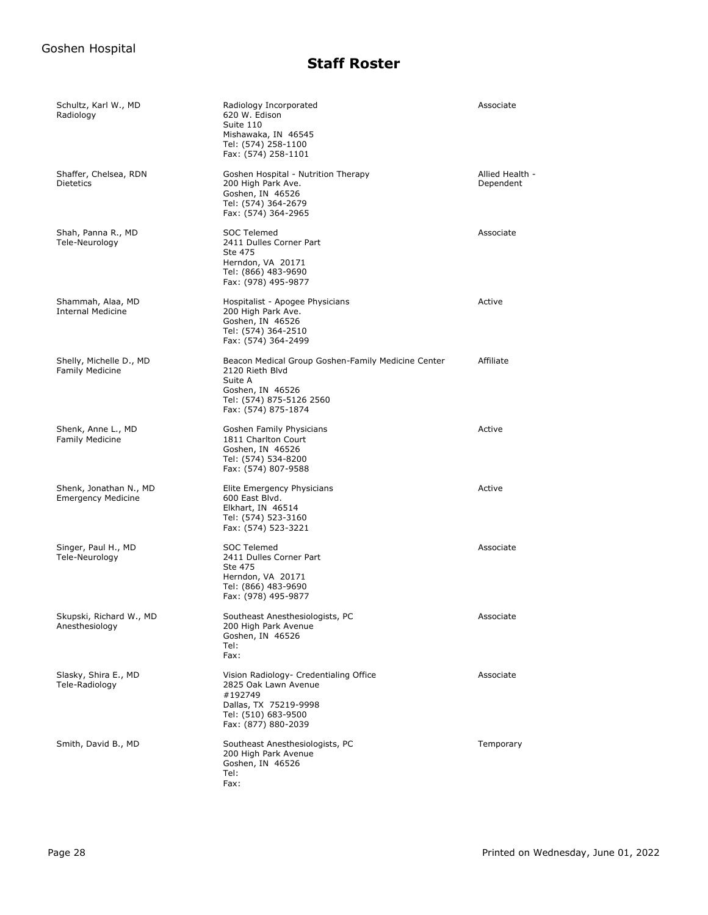# Staff Roster

| Name / Specialty | Address | Status |
|---|---|---|
| Schultz, Karl W., MD<br>Radiology | Radiology Incorporated<br>620 W. Edison<br>Suite 110<br>Mishawaka, IN 46545<br>Tel: (574) 258-1100<br>Fax: (574) 258-1101 | Associate |
| Shaffer, Chelsea, RDN<br>Dietetics | Goshen Hospital - Nutrition Therapy<br>200 High Park Ave.<br>Goshen, IN 46526<br>Tel: (574) 364-2679<br>Fax: (574) 364-2965 | Allied Health - Dependent |
| Shah, Panna R., MD<br>Tele-Neurology | SOC Telemed<br>2411 Dulles Corner Part<br>Ste 475<br>Herndon, VA 20171<br>Tel: (866) 483-9690<br>Fax: (978) 495-9877 | Associate |
| Shammah, Alaa, MD<br>Internal Medicine | Hospitalist - Apogee Physicians<br>200 High Park Ave.<br>Goshen, IN 46526<br>Tel: (574) 364-2510<br>Fax: (574) 364-2499 | Active |
| Shelly, Michelle D., MD<br>Family Medicine | Beacon Medical Group Goshen-Family Medicine Center<br>2120 Rieth Blvd<br>Suite A<br>Goshen, IN 46526<br>Tel: (574) 875-5126 2560<br>Fax: (574) 875-1874 | Affiliate |
| Shenk, Anne L., MD<br>Family Medicine | Goshen Family Physicians<br>1811 Charlton Court<br>Goshen, IN 46526<br>Tel: (574) 534-8200<br>Fax: (574) 807-9588 | Active |
| Shenk, Jonathan N., MD<br>Emergency Medicine | Elite Emergency Physicians<br>600 East Blvd.<br>Elkhart, IN 46514<br>Tel: (574) 523-3160<br>Fax: (574) 523-3221 | Active |
| Singer, Paul H., MD<br>Tele-Neurology | SOC Telemed<br>2411 Dulles Corner Part<br>Ste 475<br>Herndon, VA 20171<br>Tel: (866) 483-9690<br>Fax: (978) 495-9877 | Associate |
| Skupski, Richard W., MD<br>Anesthesiology | Southeast Anesthesiologists, PC<br>200 High Park Avenue<br>Goshen, IN 46526<br>Tel:<br>Fax: | Associate |
| Slasky, Shira E., MD<br>Tele-Radiology | Vision Radiology- Credentialing Office<br>2825 Oak Lawn Avenue<br>#192749<br>Dallas, TX 75219-9998<br>Tel: (510) 683-9500<br>Fax: (877) 880-2039 | Associate |
| Smith, David B., MD | Southeast Anesthesiologists, PC<br>200 High Park Avenue<br>Goshen, IN 46526<br>Tel:<br>Fax: | Temporary |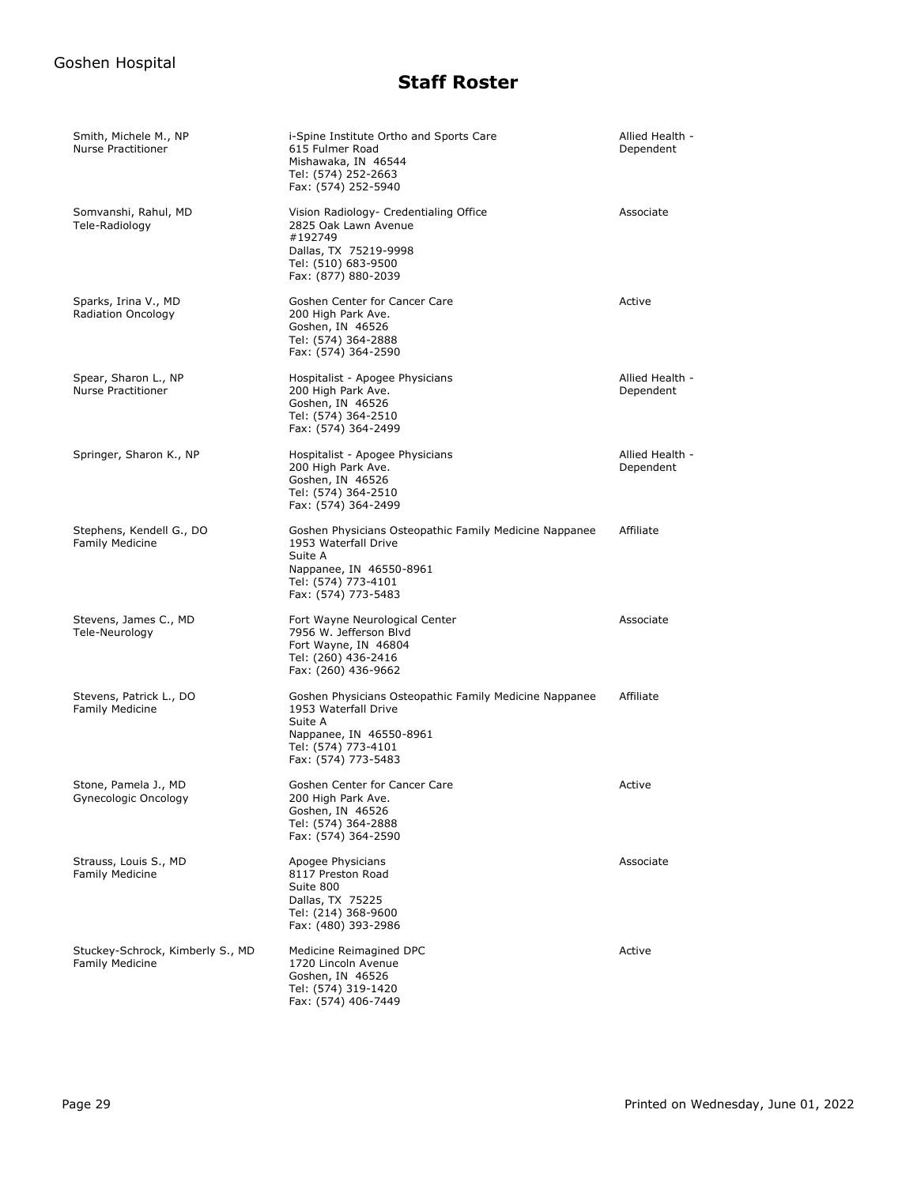# Staff Roster

| Name / Specialty | Address | Status |
|---|---|---|
| Smith, Michele M., NP<br>Nurse Practitioner | i-Spine Institute Ortho and Sports Care<br>615 Fulmer Road<br>Mishawaka, IN 46544<br>Tel: (574) 252-2663<br>Fax: (574) 252-5940 | Allied Health - Dependent |
| Somvanshi, Rahul, MD<br>Tele-Radiology | Vision Radiology- Credentialing Office<br>2825 Oak Lawn Avenue<br>#192749<br>Dallas, TX 75219-9998<br>Tel: (510) 683-9500<br>Fax: (877) 880-2039 | Associate |
| Sparks, Irina V., MD<br>Radiation Oncology | Goshen Center for Cancer Care<br>200 High Park Ave.<br>Goshen, IN 46526<br>Tel: (574) 364-2888<br>Fax: (574) 364-2590 | Active |
| Spear, Sharon L., NP<br>Nurse Practitioner | Hospitalist - Apogee Physicians<br>200 High Park Ave.<br>Goshen, IN 46526<br>Tel: (574) 364-2510<br>Fax: (574) 364-2499 | Allied Health - Dependent |
| Springer, Sharon K., NP | Hospitalist - Apogee Physicians<br>200 High Park Ave.<br>Goshen, IN 46526<br>Tel: (574) 364-2510<br>Fax: (574) 364-2499 | Allied Health - Dependent |
| Stephens, Kendell G., DO<br>Family Medicine | Goshen Physicians Osteopathic Family Medicine Nappanee<br>1953 Waterfall Drive<br>Suite A<br>Nappanee, IN 46550-8961<br>Tel: (574) 773-4101<br>Fax: (574) 773-5483 | Affiliate |
| Stevens, James C., MD<br>Tele-Neurology | Fort Wayne Neurological Center<br>7956 W. Jefferson Blvd<br>Fort Wayne, IN 46804<br>Tel: (260) 436-2416<br>Fax: (260) 436-9662 | Associate |
| Stevens, Patrick L., DO<br>Family Medicine | Goshen Physicians Osteopathic Family Medicine Nappanee<br>1953 Waterfall Drive<br>Suite A<br>Nappanee, IN 46550-8961<br>Tel: (574) 773-4101<br>Fax: (574) 773-5483 | Affiliate |
| Stone, Pamela J., MD<br>Gynecologic Oncology | Goshen Center for Cancer Care<br>200 High Park Ave.<br>Goshen, IN 46526<br>Tel: (574) 364-2888<br>Fax: (574) 364-2590 | Active |
| Strauss, Louis S., MD<br>Family Medicine | Apogee Physicians<br>8117 Preston Road<br>Suite 800<br>Dallas, TX 75225<br>Tel: (214) 368-9600<br>Fax: (480) 393-2986 | Associate |
| Stuckey-Schrock, Kimberly S., MD<br>Family Medicine | Medicine Reimagined DPC<br>1720 Lincoln Avenue<br>Goshen, IN 46526<br>Tel: (574) 319-1420<br>Fax: (574) 406-7449 | Active |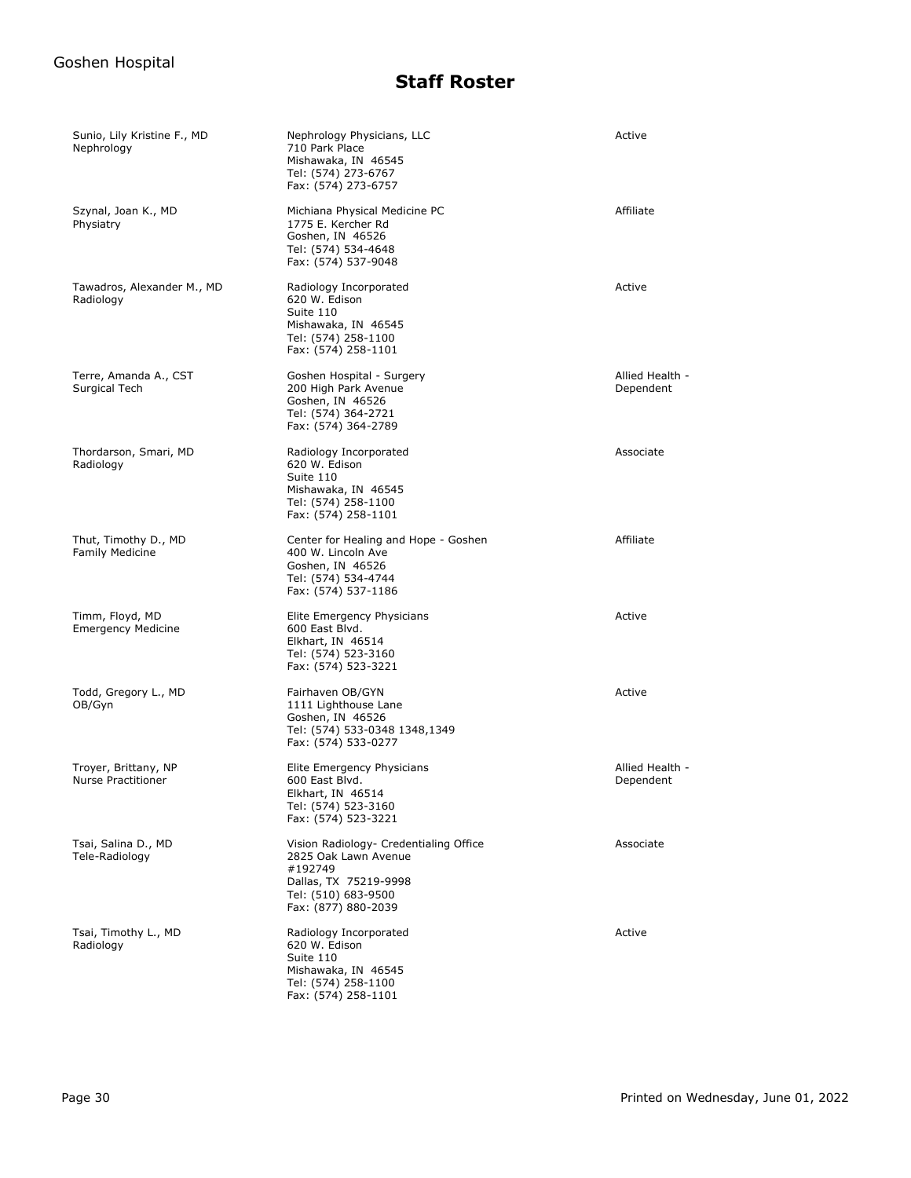# Staff Roster

| Name / Specialty | Practice / Address | Status |
|---|---|---|
| Sunio, Lily Kristine F., MD<br>Nephrology | Nephrology Physicians, LLC<br>710 Park Place<br>Mishawaka, IN 46545<br>Tel: (574) 273-6767<br>Fax: (574) 273-6757 | Active |
| Szynal, Joan K., MD<br>Physiatry | Michiana Physical Medicine PC<br>1775 E. Kercher Rd<br>Goshen, IN 46526<br>Tel: (574) 534-4648<br>Fax: (574) 537-9048 | Affiliate |
| Tawadros, Alexander M., MD<br>Radiology | Radiology Incorporated<br>620 W. Edison<br>Suite 110<br>Mishawaka, IN 46545<br>Tel: (574) 258-1100<br>Fax: (574) 258-1101 | Active |
| Terre, Amanda A., CST<br>Surgical Tech | Goshen Hospital - Surgery<br>200 High Park Avenue<br>Goshen, IN 46526<br>Tel: (574) 364-2721<br>Fax: (574) 364-2789 | Allied Health - Dependent |
| Thordarson, Smari, MD<br>Radiology | Radiology Incorporated<br>620 W. Edison<br>Suite 110<br>Mishawaka, IN 46545<br>Tel: (574) 258-1100<br>Fax: (574) 258-1101 | Associate |
| Thut, Timothy D., MD<br>Family Medicine | Center for Healing and Hope - Goshen<br>400 W. Lincoln Ave<br>Goshen, IN 46526<br>Tel: (574) 534-4744<br>Fax: (574) 537-1186 | Affiliate |
| Timm, Floyd, MD<br>Emergency Medicine | Elite Emergency Physicians<br>600 East Blvd.<br>Elkhart, IN 46514<br>Tel: (574) 523-3160<br>Fax: (574) 523-3221 | Active |
| Todd, Gregory L., MD<br>OB/Gyn | Fairhaven OB/GYN<br>1111 Lighthouse Lane<br>Goshen, IN 46526<br>Tel: (574) 533-0348 1348,1349<br>Fax: (574) 533-0277 | Active |
| Troyer, Brittany, NP<br>Nurse Practitioner | Elite Emergency Physicians<br>600 East Blvd.<br>Elkhart, IN 46514<br>Tel: (574) 523-3160<br>Fax: (574) 523-3221 | Allied Health - Dependent |
| Tsai, Salina D., MD<br>Tele-Radiology | Vision Radiology- Credentialing Office<br>2825 Oak Lawn Avenue<br>#192749<br>Dallas, TX 75219-9998<br>Tel: (510) 683-9500<br>Fax: (877) 880-2039 | Associate |
| Tsai, Timothy L., MD<br>Radiology | Radiology Incorporated<br>620 W. Edison<br>Suite 110<br>Mishawaka, IN 46545<br>Tel: (574) 258-1100<br>Fax: (574) 258-1101 | Active |

Printed on Wednesday, June 01, 2022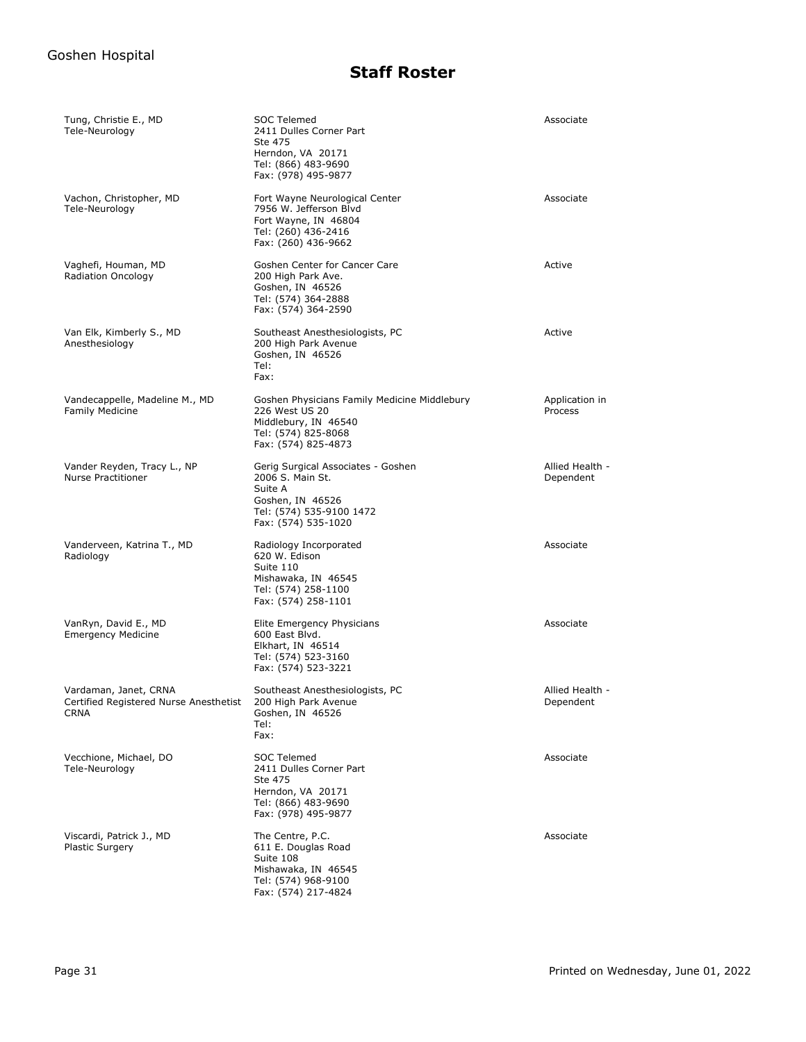# Staff Roster

| Name / Specialty | Address | Status |
|---|---|---|
| Tung, Christie E., MD<br>Tele-Neurology | SOC Telemed<br>2411 Dulles Corner Part<br>Ste 475<br>Herndon, VA 20171<br>Tel: (866) 483-9690<br>Fax: (978) 495-9877 | Associate |
| Vachon, Christopher, MD<br>Tele-Neurology | Fort Wayne Neurological Center<br>7956 W. Jefferson Blvd<br>Fort Wayne, IN 46804<br>Tel: (260) 436-2416<br>Fax: (260) 436-9662 | Associate |
| Vaghefi, Houman, MD<br>Radiation Oncology | Goshen Center for Cancer Care<br>200 High Park Ave.<br>Goshen, IN 46526<br>Tel: (574) 364-2888<br>Fax: (574) 364-2590 | Active |
| Van Elk, Kimberly S., MD<br>Anesthesiology | Southeast Anesthesiologists, PC<br>200 High Park Avenue<br>Goshen, IN 46526<br>Tel:<br>Fax: | Active |
| Vandecappelle, Madeline M., MD<br>Family Medicine | Goshen Physicians Family Medicine Middlebury<br>226 West US 20<br>Middlebury, IN 46540<br>Tel: (574) 825-8068<br>Fax: (574) 825-4873 | Application in Process |
| Vander Reyden, Tracy L., NP<br>Nurse Practitioner | Gerig Surgical Associates - Goshen<br>2006 S. Main St.<br>Suite A<br>Goshen, IN 46526<br>Tel: (574) 535-9100 1472<br>Fax: (574) 535-1020 | Allied Health - Dependent |
| Vanderveen, Katrina T., MD<br>Radiology | Radiology Incorporated<br>620 W. Edison<br>Suite 110<br>Mishawaka, IN 46545<br>Tel: (574) 258-1100<br>Fax: (574) 258-1101 | Associate |
| VanRyn, David E., MD<br>Emergency Medicine | Elite Emergency Physicians<br>600 East Blvd.<br>Elkhart, IN 46514<br>Tel: (574) 523-3160<br>Fax: (574) 523-3221 | Associate |
| Vardaman, Janet, CRNA<br>Certified Registered Nurse Anesthetist CRNA | Southeast Anesthesiologists, PC<br>200 High Park Avenue<br>Goshen, IN 46526<br>Tel:<br>Fax: | Allied Health - Dependent |
| Vecchione, Michael, DO<br>Tele-Neurology | SOC Telemed<br>2411 Dulles Corner Part<br>Ste 475<br>Herndon, VA 20171<br>Tel: (866) 483-9690<br>Fax: (978) 495-9877 | Associate |
| Viscardi, Patrick J., MD<br>Plastic Surgery | The Centre, P.C.<br>611 E. Douglas Road<br>Suite 108<br>Mishawaka, IN 46545<br>Tel: (574) 968-9100<br>Fax: (574) 217-4824 | Associate |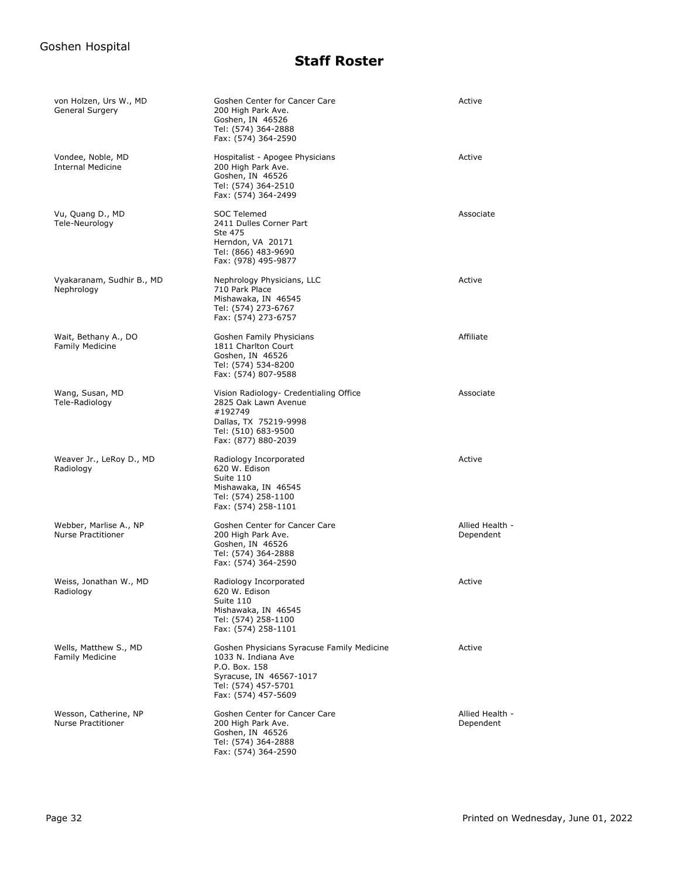# Staff Roster

| Name / Specialty | Address | Status |
|---|---|---|
| von Holzen, Urs W., MD<br>General Surgery | Goshen Center for Cancer Care<br>200 High Park Ave.<br>Goshen, IN 46526<br>Tel: (574) 364-2888<br>Fax: (574) 364-2590 | Active |
| Vondee, Noble, MD<br>Internal Medicine | Hospitalist - Apogee Physicians<br>200 High Park Ave.<br>Goshen, IN 46526<br>Tel: (574) 364-2510<br>Fax: (574) 364-2499 | Active |
| Vu, Quang D., MD<br>Tele-Neurology | SOC Telemed<br>2411 Dulles Corner Part<br>Ste 475<br>Herndon, VA 20171<br>Tel: (866) 483-9690<br>Fax: (978) 495-9877 | Associate |
| Vyakaranam, Sudhir B., MD<br>Nephrology | Nephrology Physicians, LLC<br>710 Park Place<br>Mishawaka, IN 46545<br>Tel: (574) 273-6767<br>Fax: (574) 273-6757 | Active |
| Wait, Bethany A., DO<br>Family Medicine | Goshen Family Physicians<br>1811 Charlton Court<br>Goshen, IN 46526<br>Tel: (574) 534-8200<br>Fax: (574) 807-9588 | Affiliate |
| Wang, Susan, MD<br>Tele-Radiology | Vision Radiology- Credentialing Office<br>2825 Oak Lawn Avenue<br>#192749<br>Dallas, TX 75219-9998<br>Tel: (510) 683-9500<br>Fax: (877) 880-2039 | Associate |
| Weaver Jr., LeRoy D., MD<br>Radiology | Radiology Incorporated<br>620 W. Edison<br>Suite 110<br>Mishawaka, IN 46545<br>Tel: (574) 258-1100<br>Fax: (574) 258-1101 | Active |
| Webber, Marlise A., NP<br>Nurse Practitioner | Goshen Center for Cancer Care<br>200 High Park Ave.<br>Goshen, IN 46526<br>Tel: (574) 364-2888<br>Fax: (574) 364-2590 | Allied Health - Dependent |
| Weiss, Jonathan W., MD<br>Radiology | Radiology Incorporated<br>620 W. Edison<br>Suite 110<br>Mishawaka, IN 46545<br>Tel: (574) 258-1100<br>Fax: (574) 258-1101 | Active |
| Wells, Matthew S., MD<br>Family Medicine | Goshen Physicians Syracuse Family Medicine<br>1033 N. Indiana Ave<br>P.O. Box. 158<br>Syracuse, IN 46567-1017<br>Tel: (574) 457-5701<br>Fax: (574) 457-5609 | Active |
| Wesson, Catherine, NP<br>Nurse Practitioner | Goshen Center for Cancer Care<br>200 High Park Ave.<br>Goshen, IN 46526<br>Tel: (574) 364-2888<br>Fax: (574) 364-2590 | Allied Health - Dependent |

Printed on Wednesday, June 01, 2022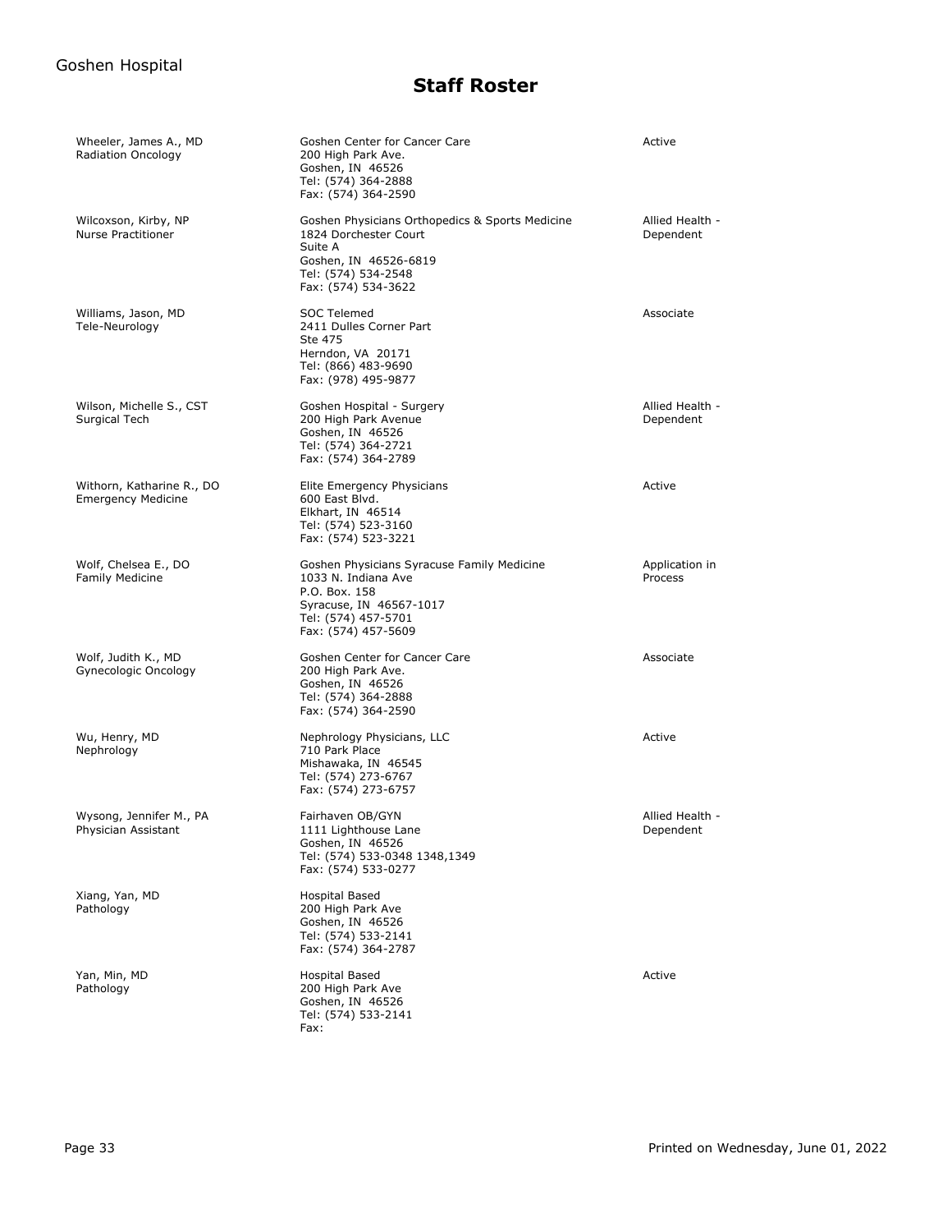# Staff Roster

| Name / Specialty | Address | Status |
|---|---|---|
| Wheeler, James A., MD<br>Radiation Oncology | Goshen Center for Cancer Care<br>200 High Park Ave.<br>Goshen, IN 46526<br>Tel: (574) 364-2888<br>Fax: (574) 364-2590 | Active |
| Wilcoxson, Kirby, NP<br>Nurse Practitioner | Goshen Physicians Orthopedics & Sports Medicine<br>1824 Dorchester Court<br>Suite A<br>Goshen, IN 46526-6819<br>Tel: (574) 534-2548<br>Fax: (574) 534-3622 | Allied Health - Dependent |
| Williams, Jason, MD<br>Tele-Neurology | SOC Telemed<br>2411 Dulles Corner Part<br>Ste 475<br>Herndon, VA 20171<br>Tel: (866) 483-9690<br>Fax: (978) 495-9877 | Associate |
| Wilson, Michelle S., CST<br>Surgical Tech | Goshen Hospital - Surgery<br>200 High Park Avenue<br>Goshen, IN 46526<br>Tel: (574) 364-2721<br>Fax: (574) 364-2789 | Allied Health - Dependent |
| Withorn, Katharine R., DO<br>Emergency Medicine | Elite Emergency Physicians<br>600 East Blvd.<br>Elkhart, IN 46514<br>Tel: (574) 523-3160<br>Fax: (574) 523-3221 | Active |
| Wolf, Chelsea E., DO<br>Family Medicine | Goshen Physicians Syracuse Family Medicine<br>1033 N. Indiana Ave<br>P.O. Box. 158<br>Syracuse, IN 46567-1017<br>Tel: (574) 457-5701<br>Fax: (574) 457-5609 | Application in Process |
| Wolf, Judith K., MD<br>Gynecologic Oncology | Goshen Center for Cancer Care<br>200 High Park Ave.<br>Goshen, IN 46526<br>Tel: (574) 364-2888<br>Fax: (574) 364-2590 | Associate |
| Wu, Henry, MD<br>Nephrology | Nephrology Physicians, LLC<br>710 Park Place<br>Mishawaka, IN 46545<br>Tel: (574) 273-6767<br>Fax: (574) 273-6757 | Active |
| Wysong, Jennifer M., PA<br>Physician Assistant | Fairhaven OB/GYN<br>1111 Lighthouse Lane<br>Goshen, IN 46526<br>Tel: (574) 533-0348 1348,1349<br>Fax: (574) 533-0277 | Allied Health - Dependent |
| Xiang, Yan, MD<br>Pathology | Hospital Based<br>200 High Park Ave<br>Goshen, IN 46526<br>Tel: (574) 533-2141<br>Fax: (574) 364-2787 | |
| Yan, Min, MD<br>Pathology | Hospital Based<br>200 High Park Ave<br>Goshen, IN 46526<br>Tel: (574) 533-2141<br>Fax: | Active |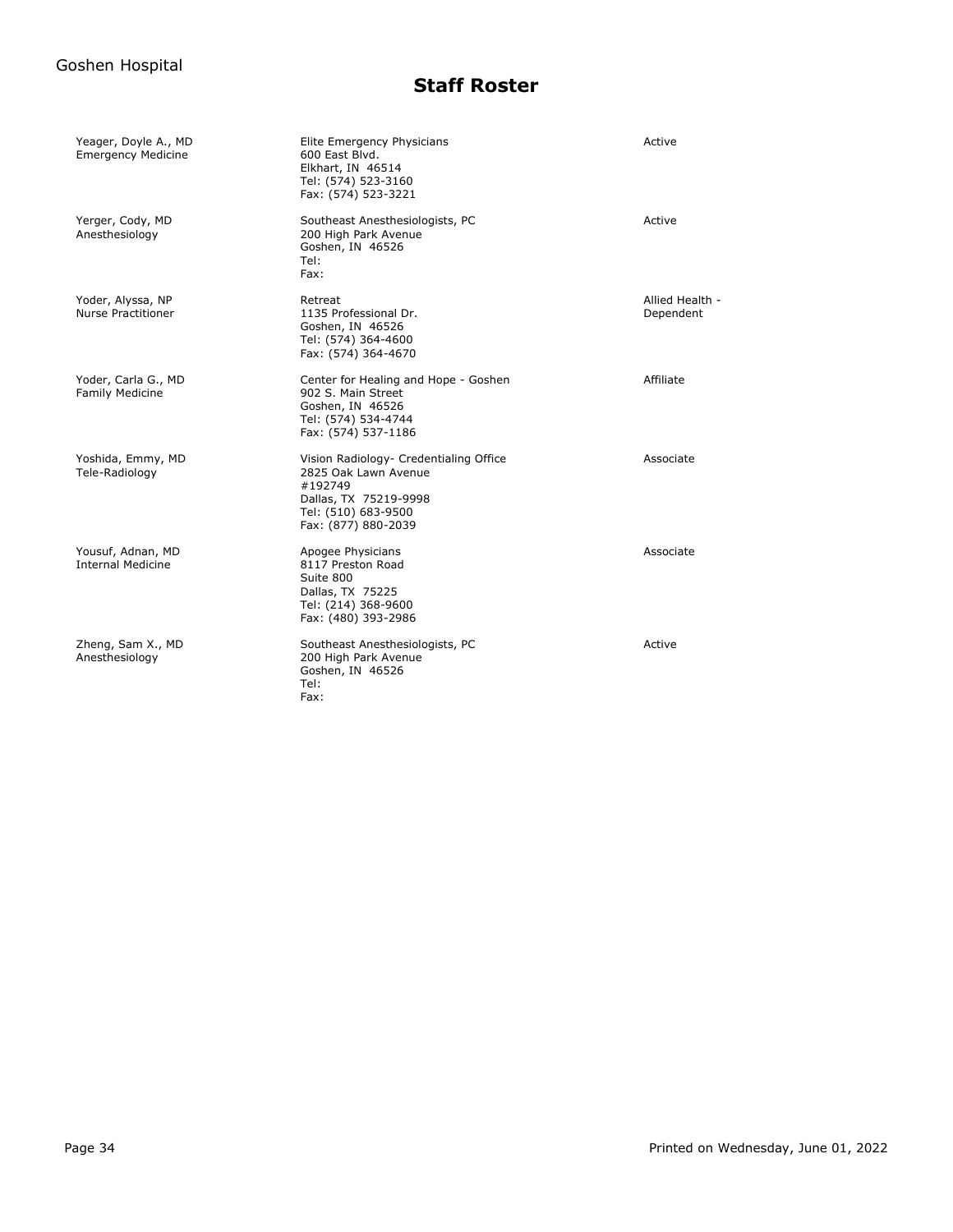## Staff Roster

| | | |
|---|---|---|
| Yeager, Doyle A., MD<br>Emergency Medicine | Elite Emergency Physicians<br>600 East Blvd.<br>Elkhart, IN 46514<br>Tel: (574) 523-3160<br>Fax: (574) 523-3221 | Active |
| Yerger, Cody, MD<br>Anesthesiology | Southeast Anesthesiologists, PC<br>200 High Park Avenue<br>Goshen, IN 46526<br>Tel:<br>Fax: | Active |
| Yoder, Alyssa, NP<br>Nurse Practitioner | Retreat<br>1135 Professional Dr.<br>Goshen, IN 46526<br>Tel: (574) 364-4600<br>Fax: (574) 364-4670 | Allied Health - Dependent |
| Yoder, Carla G., MD<br>Family Medicine | Center for Healing and Hope - Goshen<br>902 S. Main Street<br>Goshen, IN 46526<br>Tel: (574) 534-4744<br>Fax: (574) 537-1186 | Affiliate |
| Yoshida, Emmy, MD<br>Tele-Radiology | Vision Radiology- Credentialing Office<br>2825 Oak Lawn Avenue<br>#192749<br>Dallas, TX 75219-9998<br>Tel: (510) 683-9500<br>Fax: (877) 880-2039 | Associate |
| Yousuf, Adnan, MD<br>Internal Medicine | Apogee Physicians<br>8117 Preston Road<br>Suite 800<br>Dallas, TX 75225<br>Tel: (214) 368-9600<br>Fax: (480) 393-2986 | Associate |
| Zheng, Sam X., MD<br>Anesthesiology | Southeast Anesthesiologists, PC<br>200 High Park Avenue<br>Goshen, IN 46526<br>Tel:<br>Fax: | Active |

Printed on Wednesday, June 01, 2022